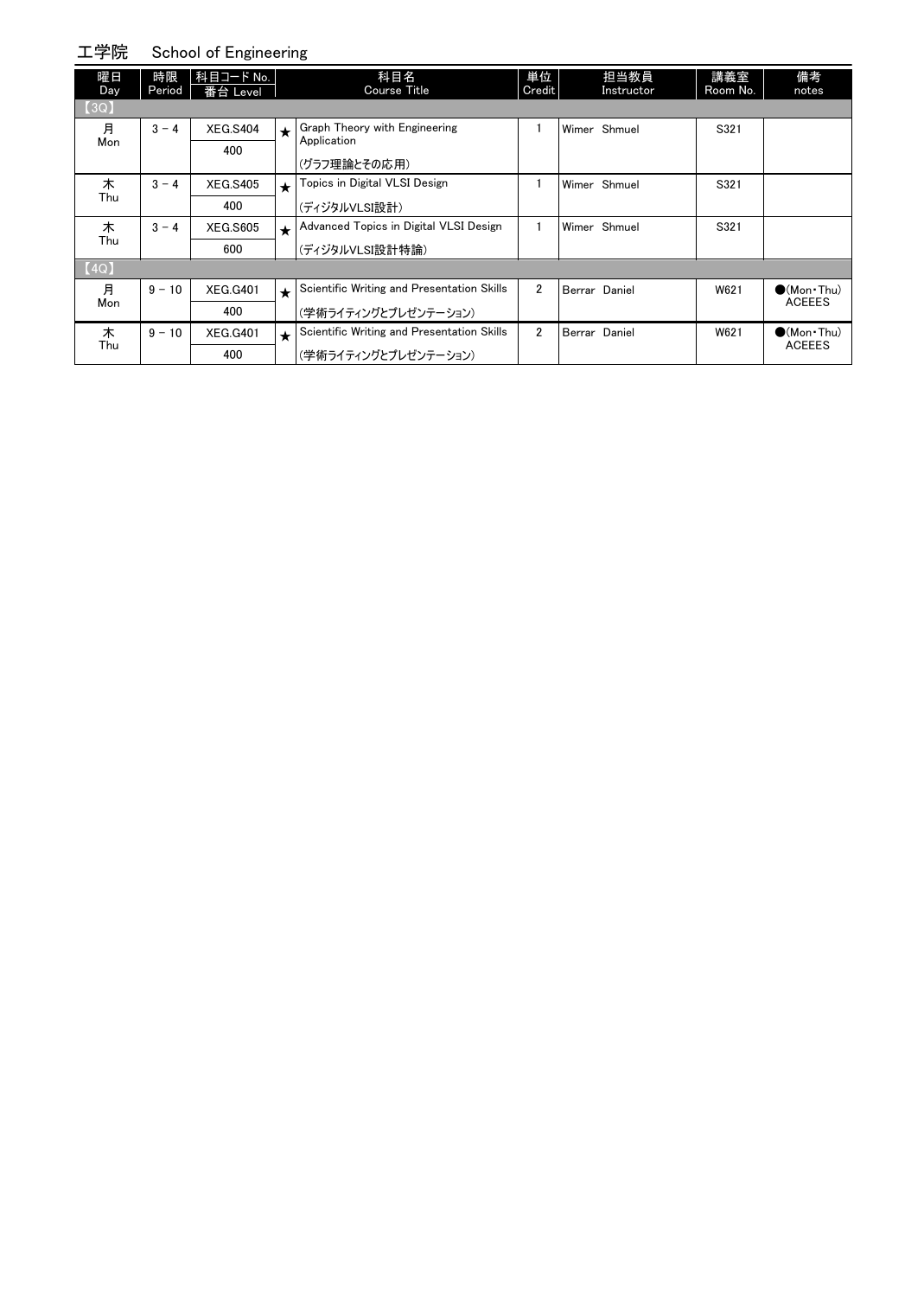# 工学院　School of Engineering

| 曜日 Day | 時限 Period | 科目コード No. 番台 Level | | 科目名 Course Title | 単位 Credit | 担当教員 Instructor | 講義室 Room No. | 備考 notes |
|---|---|---|---|---|---|---|---|---|
| 【3Q】 | | | | | | | | |
| 月 Mon | 3 − 4 | XEG.S404 400 | ★ | Graph Theory with Engineering Application (グラフ理論とその応用) | 1 | Wimer Shmuel | S321 | |
| 木 Thu | 3 − 4 | XEG.S405 400 | ★ | Topics in Digital VLSI Design (ディジタルVLSI設計) | 1 | Wimer Shmuel | S321 | |
| 木 Thu | 3 − 4 | XEG.S605 600 | ★ | Advanced Topics in Digital VLSI Design (ディジタルVLSI設計特論) | 1 | Wimer Shmuel | S321 | |
| 【4Q】 | | | | | | | | |
| 月 Mon | 9 − 10 | XEG.G401 400 | ★ | Scientific Writing and Presentation Skills (学術ライティングとプレゼンテーション) | 2 | Berrar Daniel | W621 | ●(Mon・Thu) ACEEES |
| 木 Thu | 9 − 10 | XEG.G401 400 | ★ | Scientific Writing and Presentation Skills (学術ライティングとプレゼンテーション) | 2 | Berrar Daniel | W621 | ●(Mon・Thu) ACEEES |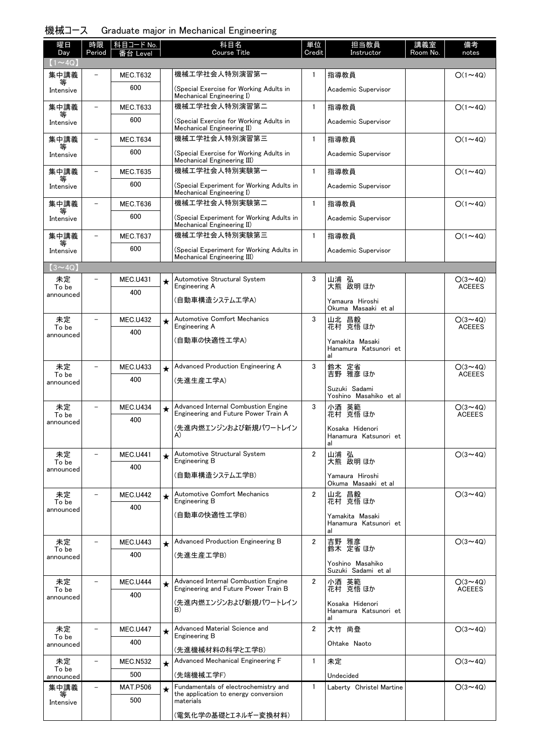## 機械コース　Graduate major in Mechanical Engineering

| 曜日 Day | 時限 Period | 科目コード No. 番台 Level | | 科目名 Course Title | 単位 Credit | 担当教員 Instructor | 講義室 Room No. | 備考 notes |
|---|---|---|---|---|---|---|---|---|
| 【1～4Q】 | | | | | | | | |
| 集中講義等 Intensive | － | MEC.T632 600 | | 機械工学社会人特別演習第一 (Special Exercise for Working Adults in Mechanical Engineering I) | 1 | 指導教員 Academic Supervisor | | ○(1～4Q) |
| 集中講義等 Intensive | － | MEC.T633 600 | | 機械工学社会人特別演習第二 (Special Exercise for Working Adults in Mechanical Engineering II) | 1 | 指導教員 Academic Supervisor | | ○(1～4Q) |
| 集中講義等 Intensive | － | MEC.T634 600 | | 機械工学社会人特別演習第三 (Special Exercise for Working Adults in Mechanical Engineering III) | 1 | 指導教員 Academic Supervisor | | ○(1～4Q) |
| 集中講義等 Intensive | － | MEC.T635 600 | | 機械工学社会人特別実験第一 (Special Experiment for Working Adults in Mechanical Engineering I) | 1 | 指導教員 Academic Supervisor | | ○(1～4Q) |
| 集中講義等 Intensive | － | MEC.T636 600 | | 機械工学社会人特別実験第二 (Special Experiment for Working Adults in Mechanical Engineering II) | 1 | 指導教員 Academic Supervisor | | ○(1～4Q) |
| 集中講義等 Intensive | － | MEC.T637 600 | | 機械工学社会人特別実験第三 (Special Experiment for Working Adults in Mechanical Engineering III) | 1 | 指導教員 Academic Supervisor | | ○(1～4Q) |
| 【3～4Q】 | | | | | | | | |
| 未定 To be announced | － | MEC.U431 400 | ★ | Automotive Structural System Engineering A (自動車構造システム工学A) | 3 | 山浦 弘 大熊 政明 ほか Yamaura Hiroshi Okuma Masaaki et al | | ○(3～4Q) ACEEES |
| 未定 To be announced | － | MEC.U432 400 | ★ | Automotive Comfort Mechanics Engineering A (自動車の快適性工学A) | 3 | 山北 昌毅 花村 克悟 ほか Yamakita Masaki Hanamura Katsunori et al | | ○(3～4Q) ACEEES |
| 未定 To be announced | － | MEC.U433 400 | ★ | Advanced Production Engineering A (先進生産工学A) | 3 | 鈴木 定省 吉野 雅彦 ほか Suzuki Sadami Yoshino Masahiko et al | | ○(3～4Q) ACEEES |
| 未定 To be announced | － | MEC.U434 400 | ★ | Advanced Internal Combustion Engine Engineering and Future Power Train A (先進内燃エンジンおよび新規パワートレインA) | 3 | 小酒 英範 花村 克悟 ほか Kosaka Hidenori Hanamura Katsunori et al | | ○(3～4Q) ACEEES |
| 未定 To be announced | － | MEC.U441 400 | ★ | Automotive Structural System Engineering B (自動車構造システム工学B) | 2 | 山浦 弘 大熊 政明 ほか Yamaura Hiroshi Okuma Masaaki et al | | ○(3～4Q) |
| 未定 To be announced | － | MEC.U442 400 | ★ | Automotive Comfort Mechanics Engineering B (自動車の快適性工学B) | 2 | 山北 昌毅 花村 克悟 ほか Yamakita Masaki Hanamura Katsunori et al | | ○(3～4Q) |
| 未定 To be announced | － | MEC.U443 400 | ★ | Advanced Production Engineering B (先進生産工学B) | 2 | 吉野 雅彦 鈴木 定省 ほか Yoshino Masahiko Suzuki Sadami et al | | ○(3～4Q) |
| 未定 To be announced | － | MEC.U444 400 | ★ | Advanced Internal Combustion Engine Engineering and Future Power Train B (先進内燃エンジンおよび新規パワートレインB) | 2 | 小酒 英範 花村 克悟 ほか Kosaka Hidenori Hanamura Katsunori et al | | ○(3～4Q) ACEEES |
| 未定 To be announced | － | MEC.U447 400 | ★ | Advanced Material Science and Engineering B (先進機械材料の科学と工学B) | 2 | 大竹 尚登 Ohtake Naoto | | ○(3～4Q) |
| 未定 To be announced | － | MEC.N532 500 | ★ | Advanced Mechanical Engineering F (先端機械工学F) | 1 | 未定 Undecided | | ○(3～4Q) |
| 集中講義等 Intensive | － | MAT.P506 500 | ★ | Fundamentals of electrochemistry and the application to energy conversion materials (電気化学の基礎とエネルギー変換材料) | 1 | Laberty Christel Martine | | ○(3～4Q) |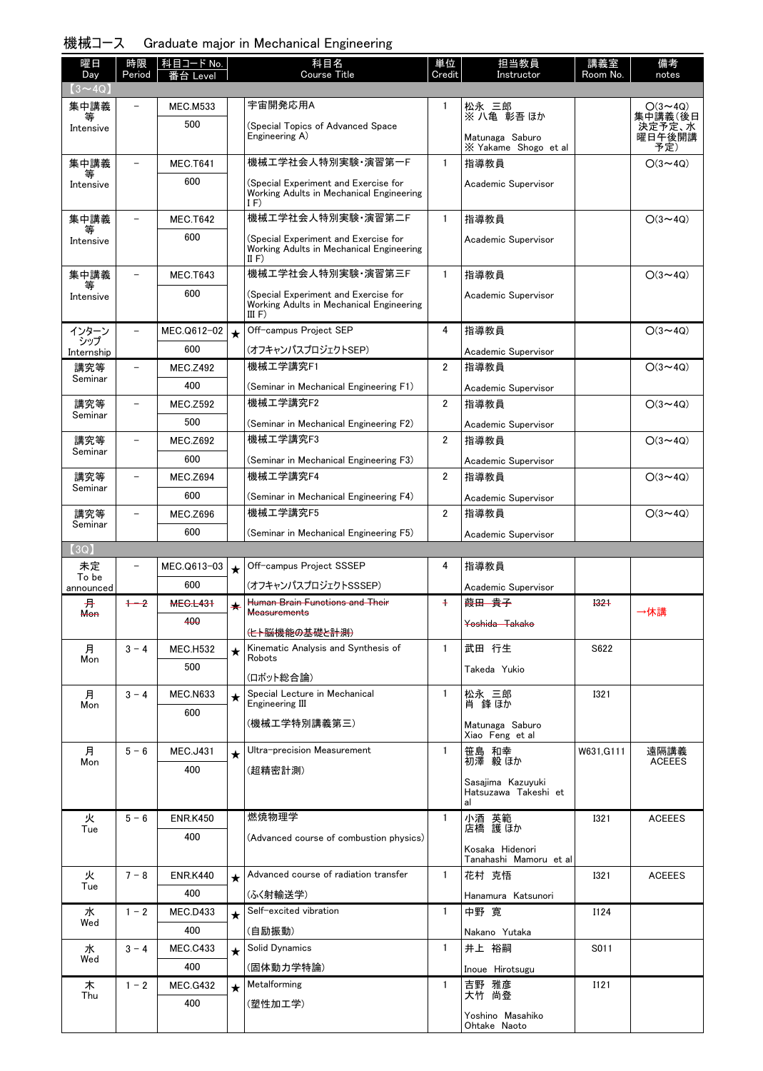# 機械コース　Graduate major in Mechanical Engineering

| 曜日 Day | 時限 Period | 科目コード No. 番台 Level | | 科目名 Course Title | 単位 Credit | 担当教員 Instructor | 講義室 Room No. | 備考 notes |
|---|---|---|---|---|---|---|---|---|
| 【3～4Q】 | | | | | | | | |
| 集中講義等 Intensive | － | MEC.M533 500 | | 宇宙開発応用A (Special Topics of Advanced Space Engineering A) | 1 | 松永 三郎 ※ 八亀 彰吾 ほか Matunaga Saburo ※ Yakame Shogo et al | | ○(3～4Q) 集中講義(後日決定予定、水曜日午後開講予定) |
| 集中講義等 Intensive | － | MEC.T641 600 | | 機械工学社会人特別実験・演習第一F (Special Experiment and Exercise for Working Adults in Mechanical Engineering I F) | 1 | 指導教員 Academic Supervisor | | ○(3～4Q) |
| 集中講義等 Intensive | － | MEC.T642 600 | | 機械工学社会人特別実験・演習第二F (Special Experiment and Exercise for Working Adults in Mechanical Engineering II F) | 1 | 指導教員 Academic Supervisor | | ○(3～4Q) |
| 集中講義等 Intensive | － | MEC.T643 600 | | 機械工学社会人特別実験・演習第三F (Special Experiment and Exercise for Working Adults in Mechanical Engineering III F) | 1 | 指導教員 Academic Supervisor | | ○(3～4Q) |
| インターンシップ Internship | － | MEC.Q612-02 600 | ★ | Off-campus Project SEP (オフキャンパスプロジェクトSEP) | 4 | 指導教員 Academic Supervisor | | ○(3～4Q) |
| 講究等 Seminar | － | MEC.Z492 400 | | 機械工学講究F1 (Seminar in Mechanical Engineering F1) | 2 | 指導教員 Academic Supervisor | | ○(3～4Q) |
| 講究等 Seminar | － | MEC.Z592 500 | | 機械工学講究F2 (Seminar in Mechanical Engineering F2) | 2 | 指導教員 Academic Supervisor | | ○(3～4Q) |
| 講究等 Seminar | － | MEC.Z692 600 | | 機械工学講究F3 (Seminar in Mechanical Engineering F3) | 2 | 指導教員 Academic Supervisor | | ○(3～4Q) |
| 講究等 Seminar | － | MEC.Z694 600 | | 機械工学講究F4 (Seminar in Mechanical Engineering F4) | 2 | 指導教員 Academic Supervisor | | ○(3～4Q) |
| 講究等 Seminar | － | MEC.Z696 600 | | 機械工学講究F5 (Seminar in Mechanical Engineering F5) | 2 | 指導教員 Academic Supervisor | | ○(3～4Q) |
| 【3Q】 | | | | | | | | |
| 未定 To be announced | － | MEC.Q613-03 600 | ★ | Off-campus Project SSSEP (オフキャンパスプロジェクトSSSEP) | 4 | 指導教員 Academic Supervisor | | |
| ~~月 Mon~~ | ~~1－2~~ | ~~MEC.L431 400~~ | ~~★~~ | ~~Human Brain Functions and Their Measurements (ヒト脳機能の基礎と計測)~~ | ~~1~~ | ~~葭田 貴子 Yoshida Takako~~ | ~~I321~~ | →休講 |
| 月 Mon | 3－4 | MEC.H532 500 | ★ | Kinematic Analysis and Synthesis of Robots (ロボット総合論) | 1 | 武田 行生 Takeda Yukio | S622 | |
| 月 Mon | 3－4 | MEC.N633 600 | ★ | Special Lecture in Mechanical Engineering III (機械工学特別講義第三) | 1 | 松永 三郎 肖 鋒 ほか Matunaga Saburo Xiao Feng et al | I321 | |
| 月 Mon | 5－6 | MEC.J431 400 | ★ | Ultra-precision Measurement (超精密計測) | 1 | 笹島 和幸 初澤 毅 ほか Sasajima Kazuyuki Hatsuzawa Takeshi et al | W631,G111 | 遠隔講義 ACEEES |
| 火 Tue | 5－6 | ENR.K450 400 | | 燃焼物理学 (Advanced course of combustion physics) | 1 | 小酒 英範 店橋 護 ほか Kosaka Hidenori Tanahashi Mamoru et al | I321 | ACEEES |
| 火 Tue | 7－8 | ENR.K440 400 | ★ | Advanced course of radiation transfer (ふく射輸送学) | 1 | 花村 克悟 Hanamura Katsunori | I321 | ACEEES |
| 水 Wed | 1－2 | MEC.D433 400 | ★ | Self-excited vibration (自励振動) | 1 | 中野 寛 Nakano Yutaka | I124 | |
| 水 Wed | 3－4 | MEC.C433 400 | ★ | Solid Dynamics (固体動力学特論) | 1 | 井上 裕嗣 Inoue Hirotsugu | S011 | |
| 木 Thu | 1－2 | MEC.G432 400 | ★ | Metalforming (塑性加工学) | 1 | 吉野 雅彦 大竹 尚登 Yoshino Masahiko Ohtake Naoto | I121 | |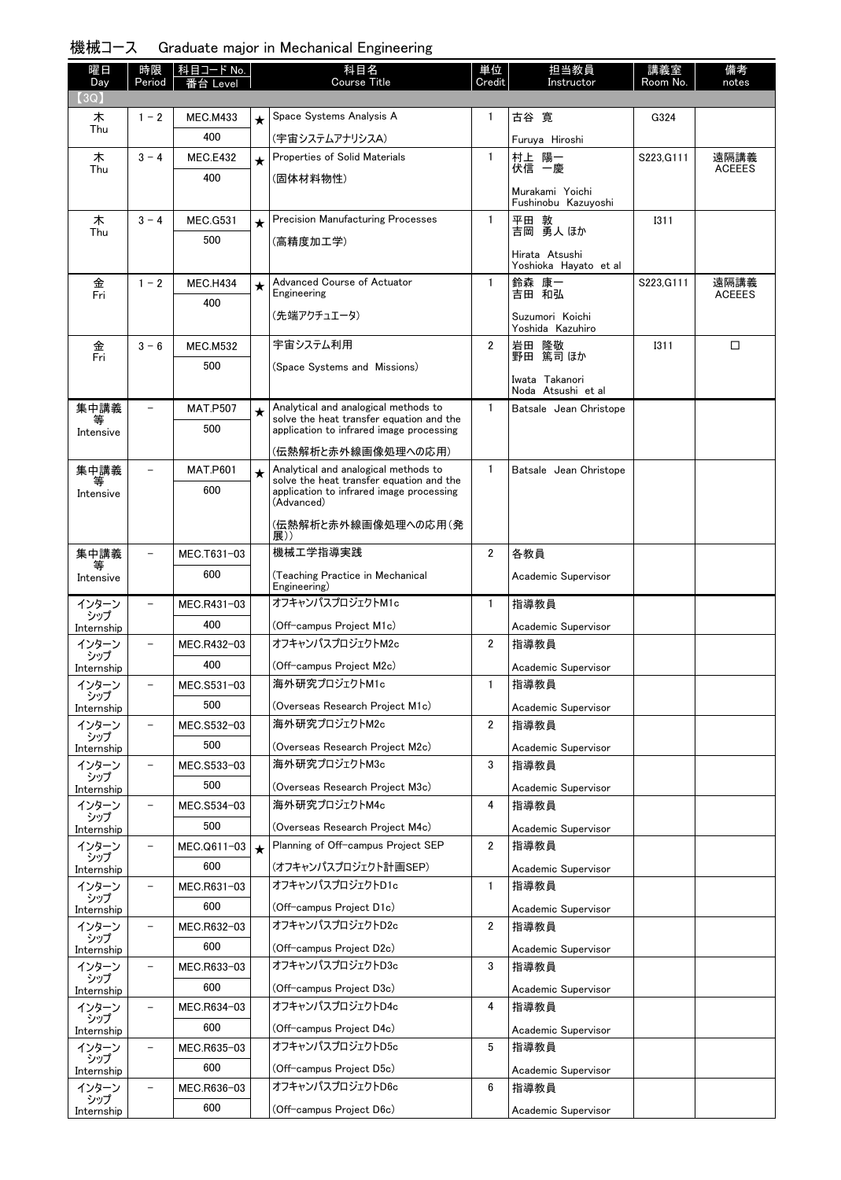# 機械コース　Graduate major in Mechanical Engineering

| 曜日 Day | 時限 Period | 科目コード No. 番台 Level | | 科目名 Course Title | 単位 Credit | 担当教員 Instructor | 講義室 Room No. | 備考 notes |
|---|---|---|---|---|---|---|---|---|
| 【3Q】 | | | | | | | | |
| 木 Thu | 1 - 2 | MEC.M433 400 | ★ | Space Systems Analysis A (宇宙システムアナリシスA) | 1 | 古谷 寛 Furuya Hiroshi | G324 | |
| 木 Thu | 3 - 4 | MEC.E432 400 | ★ | Properties of Solid Materials (固体材料物性) | 1 | 村上 陽一 伏信 一慶 Murakami Yoichi Fushinobu Kazuyoshi | S223,G111 | 遠隔講義 ACEEES |
| 木 Thu | 3 - 4 | MEC.G531 500 | ★ | Precision Manufacturing Processes (高精度加工学) | 1 | 平田 敦 吉岡 勇人 ほか Hirata Atsushi Yoshioka Hayato et al | I311 | |
| 金 Fri | 1 - 2 | MEC.H434 400 | ★ | Advanced Course of Actuator Engineering (先端アクチュエータ) | 1 | 鈴森 康一 吉田 和弘 Suzumori Koichi Yoshida Kazuhiro | S223,G111 | 遠隔講義 ACEEES |
| 金 Fri | 3 - 6 | MEC.M532 500 | | 宇宙システム利用 (Space Systems and Missions) | 2 | 岩田 隆敬 野田 篤司 ほか Iwata Takanori Noda Atsushi et al | I311 | □ |
| 集中講義等 Intensive | − | MAT.P507 500 | ★ | Analytical and analogical methods to solve the heat transfer equation and the application to infrared image processing (伝熱解析と赤外線画像処理への応用) | 1 | Batsale Jean Christope | | |
| 集中講義等 Intensive | − | MAT.P601 600 | ★ | Analytical and analogical methods to solve the heat transfer equation and the application to infrared image processing (Advanced) (伝熱解析と赤外線画像処理への応用(発展)) | 1 | Batsale Jean Christope | | |
| 集中講義等 Intensive | − | MEC.T631-03 600 | | 機械工学指導実践 (Teaching Practice in Mechanical Engineering) | 2 | 各教員 Academic Supervisor | | |
| インターンシップ Internship | − | MEC.R431-03 400 | | オフキャンパスプロジェクトM1c (Off-campus Project M1c) | 1 | 指導教員 Academic Supervisor | | |
| インターンシップ Internship | − | MEC.R432-03 400 | | オフキャンパスプロジェクトM2c (Off-campus Project M2c) | 2 | 指導教員 Academic Supervisor | | |
| インターンシップ Internship | − | MEC.S531-03 500 | | 海外研究プロジェクトM1c (Overseas Research Project M1c) | 1 | 指導教員 Academic Supervisor | | |
| インターンシップ Internship | − | MEC.S532-03 500 | | 海外研究プロジェクトM2c (Overseas Research Project M2c) | 2 | 指導教員 Academic Supervisor | | |
| インターンシップ Internship | − | MEC.S533-03 500 | | 海外研究プロジェクトM3c (Overseas Research Project M3c) | 3 | 指導教員 Academic Supervisor | | |
| インターンシップ Internship | − | MEC.S534-03 500 | | 海外研究プロジェクトM4c (Overseas Research Project M4c) | 4 | 指導教員 Academic Supervisor | | |
| インターンシップ Internship | − | MEC.Q611-03 600 | ★ | Planning of Off-campus Project SEP (オフキャンパスプロジェクト計画SEP) | 2 | 指導教員 Academic Supervisor | | |
| インターンシップ Internship | − | MEC.R631-03 600 | | オフキャンパスプロジェクトD1c (Off-campus Project D1c) | 1 | 指導教員 Academic Supervisor | | |
| インターンシップ Internship | − | MEC.R632-03 600 | | オフキャンパスプロジェクトD2c (Off-campus Project D2c) | 2 | 指導教員 Academic Supervisor | | |
| インターンシップ Internship | − | MEC.R633-03 600 | | オフキャンパスプロジェクトD3c (Off-campus Project D3c) | 3 | 指導教員 Academic Supervisor | | |
| インターンシップ Internship | − | MEC.R634-03 600 | | オフキャンパスプロジェクトD4c (Off-campus Project D4c) | 4 | 指導教員 Academic Supervisor | | |
| インターンシップ Internship | − | MEC.R635-03 600 | | オフキャンパスプロジェクトD5c (Off-campus Project D5c) | 5 | 指導教員 Academic Supervisor | | |
| インターンシップ Internship | − | MEC.R636-03 600 | | オフキャンパスプロジェクトD6c (Off-campus Project D6c) | 6 | 指導教員 Academic Supervisor | | |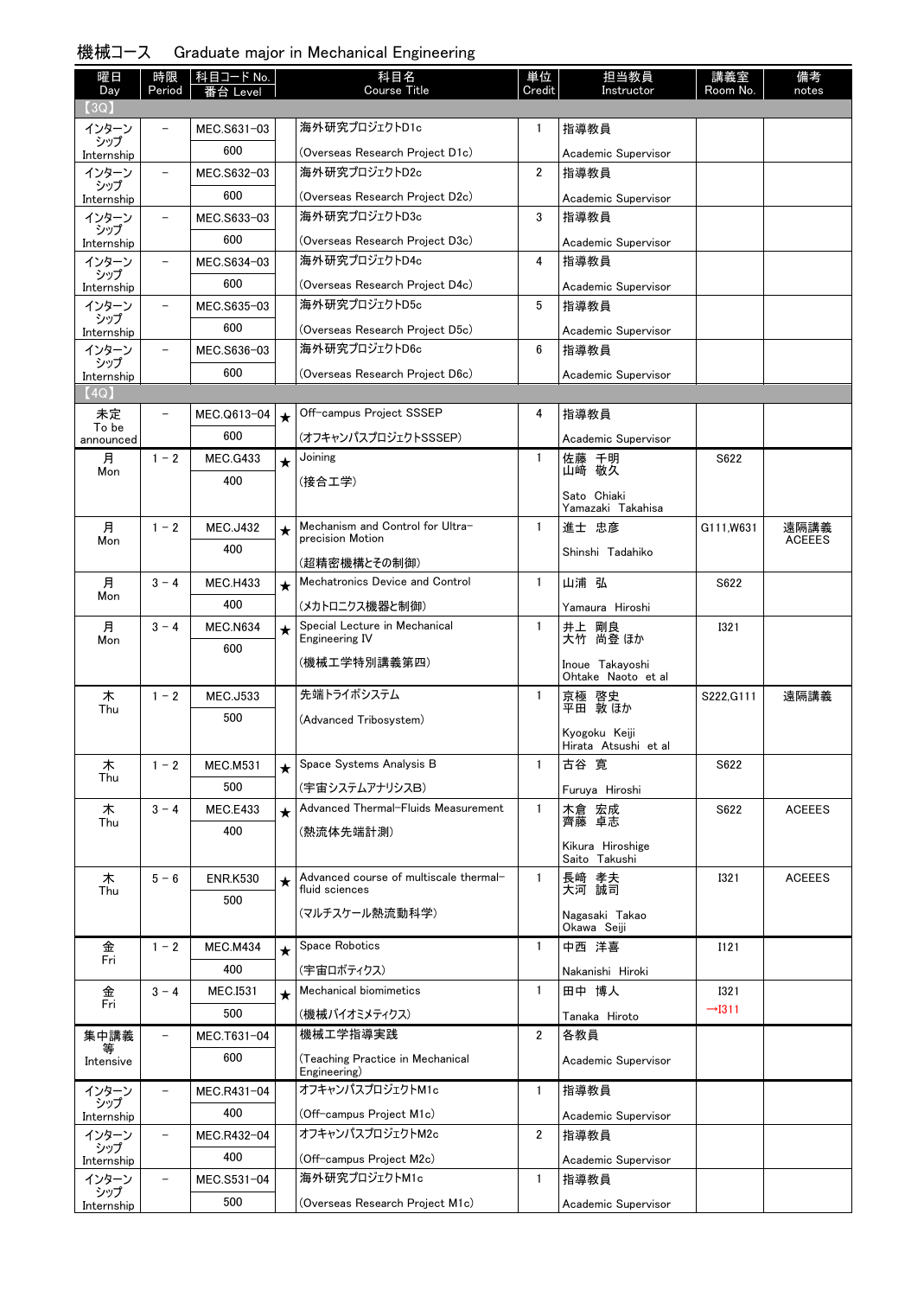# 機械コース　Graduate major in Mechanical Engineering

| 曜日 Day | 時限 Period | 科目コード No. 番台 Level | | 科目名 Course Title | 単位 Credit | 担当教員 Instructor | 講義室 Room No. | 備考 notes |
|---|---|---|---|---|---|---|---|---|
| 【3Q】 | | | | | | | | |
| インターンシップ Internship | － | MEC.S631−03 600 | | 海外研究プロジェクトD1c (Overseas Research Project D1c) | 1 | 指導教員 Academic Supervisor | | |
| インターンシップ Internship | － | MEC.S632−03 600 | | 海外研究プロジェクトD2c (Overseas Research Project D2c) | 2 | 指導教員 Academic Supervisor | | |
| インターンシップ Internship | － | MEC.S633−03 600 | | 海外研究プロジェクトD3c (Overseas Research Project D3c) | 3 | 指導教員 Academic Supervisor | | |
| インターンシップ Internship | － | MEC.S634−03 600 | | 海外研究プロジェクトD4c (Overseas Research Project D4c) | 4 | 指導教員 Academic Supervisor | | |
| インターンシップ Internship | － | MEC.S635−03 600 | | 海外研究プロジェクトD5c (Overseas Research Project D5c) | 5 | 指導教員 Academic Supervisor | | |
| インターンシップ Internship | － | MEC.S636−03 600 | | 海外研究プロジェクトD6c (Overseas Research Project D6c) | 6 | 指導教員 Academic Supervisor | | |
| 【4Q】 | | | | | | | | |
| 未定 To be announced | － | MEC.Q613−04 600 | ★ | Off-campus Project SSSEP (オフキャンパスプロジェクトSSSEP) | 4 | 指導教員 Academic Supervisor | | |
| 月 Mon | 1－2 | MEC.G433 400 | ★ | Joining (接合工学) | 1 | 佐藤 千明 山崎 敬久 Sato Chiaki Yamazaki Takahisa | S622 | |
| 月 Mon | 1－2 | MEC.J432 400 | ★ | Mechanism and Control for Ultra-precision Motion (超精密機構とその制御) | 1 | 進士 忠彦 Shinshi Tadahiko | G111,W631 | 遠隔講義 ACEEES |
| 月 Mon | 3－4 | MEC.H433 400 | ★ | Mechatronics Device and Control (メカトロニクス機器と制御) | 1 | 山浦 弘 Yamaura Hiroshi | S622 | |
| 月 Mon | 3－4 | MEC.N634 600 | ★ | Special Lecture in Mechanical Engineering IV (機械工学特別講義第四) | 1 | 井上 剛良 大竹 尚登 ほか Inoue Takayoshi Ohtake Naoto et al | I321 | |
| 木 Thu | 1－2 | MEC.J533 500 | | 先端トライボシステム (Advanced Tribosystem) | 1 | 京極 啓史 平田 敦 ほか Kyogoku Keiji Hirata Atsushi et al | S222,G111 | 遠隔講義 |
| 木 Thu | 1－2 | MEC.M531 500 | ★ | Space Systems Analysis B (宇宙システムアナリシスB) | 1 | 古谷 寛 Furuya Hiroshi | S622 | |
| 木 Thu | 3－4 | MEC.E433 400 | ★ | Advanced Thermal-Fluids Measurement (熱流体先端計測) | 1 | 木倉 宏成 齊藤 卓志 Kikura Hiroshige Saito Takushi | S622 | ACEEES |
| 木 Thu | 5－6 | ENR.K530 500 | ★ | Advanced course of multiscale thermal-fluid sciences (マルチスケール熱流動科学) | 1 | 長﨑 孝夫 大河 誠司 Nagasaki Takao Okawa Seiji | I321 | ACEEES |
| 金 Fri | 1－2 | MEC.M434 400 | ★ | Space Robotics (宇宙ロボティクス) | 1 | 中西 洋喜 Nakanishi Hiroki | I121 | |
| 金 Fri | 3－4 | MEC.I531 500 | ★ | Mechanical biomimetics (機械バイオミメティクス) | 1 | 田中 博人 Tanaka Hiroto | I321 →I311 | |
| 集中講義等 Intensive | － | MEC.T631−04 600 | | 機械工学指導実践 (Teaching Practice in Mechanical Engineering) | 2 | 各教員 Academic Supervisor | | |
| インターンシップ Internship | － | MEC.R431−04 400 | | オフキャンパスプロジェクトM1c (Off-campus Project M1c) | 1 | 指導教員 Academic Supervisor | | |
| インターンシップ Internship | － | MEC.R432−04 400 | | オフキャンパスプロジェクトM2c (Off-campus Project M2c) | 2 | 指導教員 Academic Supervisor | | |
| インターンシップ Internship | － | MEC.S531−04 500 | | 海外研究プロジェクトM1c (Overseas Research Project M1c) | 1 | 指導教員 Academic Supervisor | | |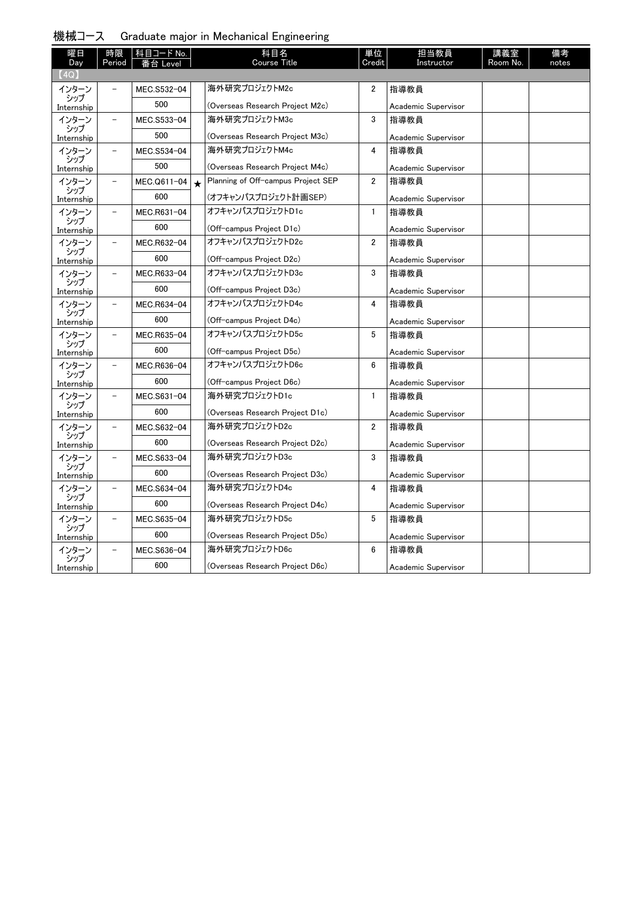## 機械コース　Graduate major in Mechanical Engineering

| 曜日 Day | 時限 Period | 科目コード No. 番台 Level | | 科目名 Course Title | 単位 Credit | 担当教員 Instructor | 講義室 Room No. | 備考 notes |
|---|---|---|---|---|---|---|---|---|
| 【4Q】 | | | | | | | | |
| インターンシップ Internship | − | MEC.S532−04 500 | | 海外研究プロジェクトM2c (Overseas Research Project M2c) | 2 | 指導教員 Academic Supervisor | | |
| インターンシップ Internship | − | MEC.S533−04 500 | | 海外研究プロジェクトM3c (Overseas Research Project M3c) | 3 | 指導教員 Academic Supervisor | | |
| インターンシップ Internship | − | MEC.S534−04 500 | | 海外研究プロジェクトM4c (Overseas Research Project M4c) | 4 | 指導教員 Academic Supervisor | | |
| インターンシップ Internship | − | MEC.Q611−04 600 | ★ | Planning of Off-campus Project SEP (オフキャンパスプロジェクト計画SEP) | 2 | 指導教員 Academic Supervisor | | |
| インターンシップ Internship | − | MEC.R631−04 600 | | オフキャンパスプロジェクトD1c (Off-campus Project D1c) | 1 | 指導教員 Academic Supervisor | | |
| インターンシップ Internship | − | MEC.R632−04 600 | | オフキャンパスプロジェクトD2c (Off-campus Project D2c) | 2 | 指導教員 Academic Supervisor | | |
| インターンシップ Internship | − | MEC.R633−04 600 | | オフキャンパスプロジェクトD3c (Off-campus Project D3c) | 3 | 指導教員 Academic Supervisor | | |
| インターンシップ Internship | − | MEC.R634−04 600 | | オフキャンパスプロジェクトD4c (Off-campus Project D4c) | 4 | 指導教員 Academic Supervisor | | |
| インターンシップ Internship | − | MEC.R635−04 600 | | オフキャンパスプロジェクトD5c (Off-campus Project D5c) | 5 | 指導教員 Academic Supervisor | | |
| インターンシップ Internship | − | MEC.R636−04 600 | | オフキャンパスプロジェクトD6c (Off-campus Project D6c) | 6 | 指導教員 Academic Supervisor | | |
| インターンシップ Internship | − | MEC.S631−04 600 | | 海外研究プロジェクトD1c (Overseas Research Project D1c) | 1 | 指導教員 Academic Supervisor | | |
| インターンシップ Internship | − | MEC.S632−04 600 | | 海外研究プロジェクトD2c (Overseas Research Project D2c) | 2 | 指導教員 Academic Supervisor | | |
| インターンシップ Internship | − | MEC.S633−04 600 | | 海外研究プロジェクトD3c (Overseas Research Project D3c) | 3 | 指導教員 Academic Supervisor | | |
| インターンシップ Internship | − | MEC.S634−04 600 | | 海外研究プロジェクトD4c (Overseas Research Project D4c) | 4 | 指導教員 Academic Supervisor | | |
| インターンシップ Internship | − | MEC.S635−04 600 | | 海外研究プロジェクトD5c (Overseas Research Project D5c) | 5 | 指導教員 Academic Supervisor | | |
| インターンシップ Internship | − | MEC.S636−04 600 | | 海外研究プロジェクトD6c (Overseas Research Project D6c) | 6 | 指導教員 Academic Supervisor | | |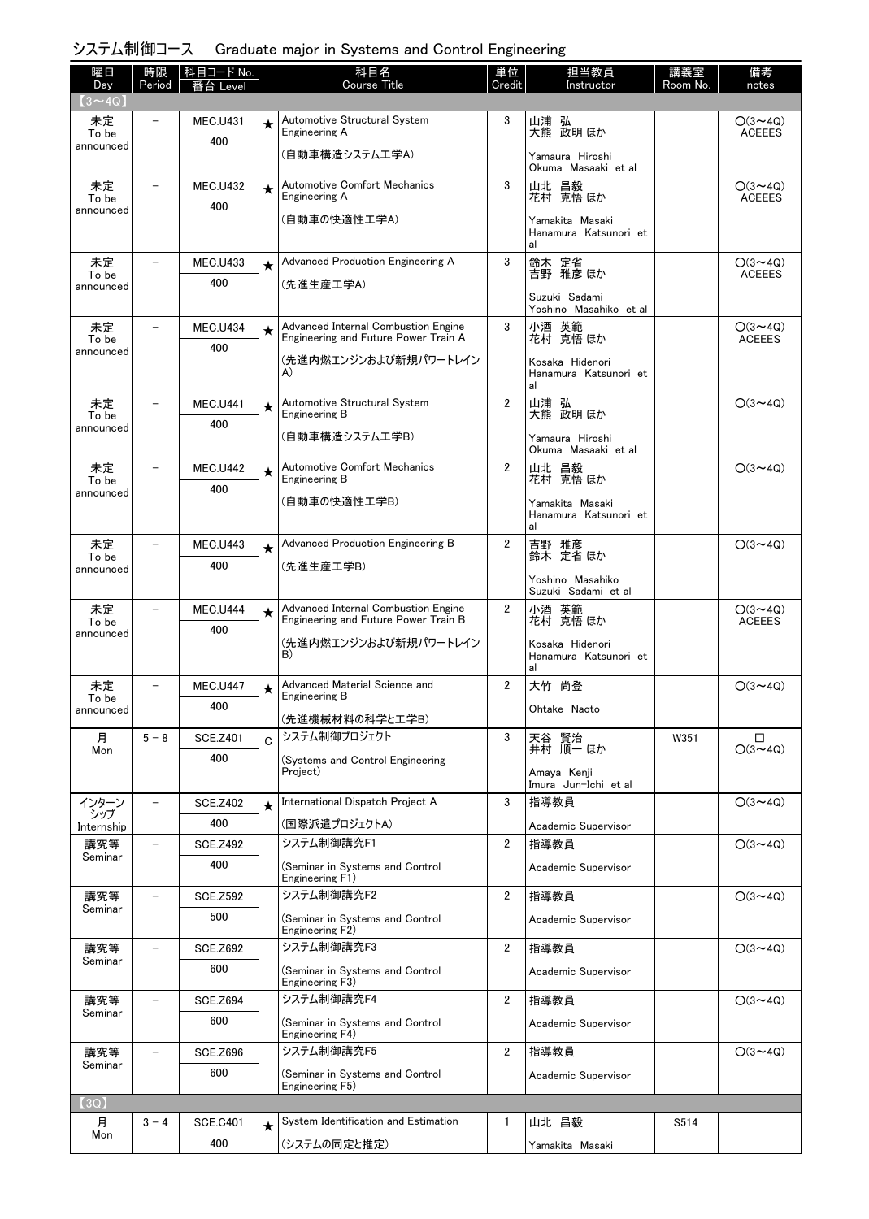## システム制御コース　Graduate major in Systems and Control Engineering

| 曜日 Day | 時限 Period | 科目コード No. 番台 Level | | 科目名 Course Title | 単位 Credit | 担当教員 Instructor | 講義室 Room No. | 備考 notes |
|---|---|---|---|---|---|---|---|---|
| 【3～4Q】 | | | | | | | | |
| 未定 To be announced | － | MEC.U431 400 | ★ | Automotive Structural System Engineering A (自動車構造システム工学A) | 3 | 山浦 弘 大熊 政明 ほか Yamaura Hiroshi Okuma Masaaki et al | | ○(3～4Q) ACEEES |
| 未定 To be announced | － | MEC.U432 400 | ★ | Automotive Comfort Mechanics Engineering A (自動車の快適性工学A) | 3 | 山北 昌毅 花村 克悟 ほか Yamakita Masaki Hanamura Katsunori et al | | ○(3～4Q) ACEEES |
| 未定 To be announced | － | MEC.U433 400 | ★ | Advanced Production Engineering A (先進生産工学A) | 3 | 鈴木 定省 吉野 雅彦 ほか Suzuki Sadami Yoshino Masahiko et al | | ○(3～4Q) ACEEES |
| 未定 To be announced | － | MEC.U434 400 | ★ | Advanced Internal Combustion Engine Engineering and Future Power Train A (先進内燃エンジンおよび新規パワートレインA) | 3 | 小酒 英範 花村 克悟 ほか Kosaka Hidenori Hanamura Katsunori et al | | ○(3～4Q) ACEEES |
| 未定 To be announced | － | MEC.U441 400 | ★ | Automotive Structural System Engineering B (自動車構造システム工学B) | 2 | 山浦 弘 大熊 政明 ほか Yamaura Hiroshi Okuma Masaaki et al | | ○(3～4Q) |
| 未定 To be announced | － | MEC.U442 400 | ★ | Automotive Comfort Mechanics Engineering B (自動車の快適性工学B) | 2 | 山北 昌毅 花村 克悟 ほか Yamakita Masaki Hanamura Katsunori et al | | ○(3～4Q) |
| 未定 To be announced | － | MEC.U443 400 | ★ | Advanced Production Engineering B (先進生産工学B) | 2 | 吉野 雅彦 鈴木 定省 ほか Yoshino Masahiko Suzuki Sadami et al | | ○(3～4Q) |
| 未定 To be announced | － | MEC.U444 400 | ★ | Advanced Internal Combustion Engine Engineering and Future Power Train B (先進内燃エンジンおよび新規パワートレインB) | 2 | 小酒 英範 花村 克悟 ほか Kosaka Hidenori Hanamura Katsunori et al | | ○(3～4Q) ACEEES |
| 未定 To be announced | － | MEC.U447 400 | ★ | Advanced Material Science and Engineering B (先進機械材料の科学と工学B) | 2 | 大竹 尚登 Ohtake Naoto | | ○(3～4Q) |
| 月 Mon | 5－8 | SCE.Z401 400 | C | システム制御プロジェクト (Systems and Control Engineering Project) | 3 | 天谷 賢治 井村 順一 ほか Amaya Kenji Imura Jun-Ichi et al | W351 | □ ○(3～4Q) |
| インターンシップ Internship | － | SCE.Z402 400 | ★ | International Dispatch Project A (国際派遣プロジェクトA) | 3 | 指導教員 Academic Supervisor | | ○(3～4Q) |
| 講究等 Seminar | － | SCE.Z492 400 | | システム制御講究F1 (Seminar in Systems and Control Engineering F1) | 2 | 指導教員 Academic Supervisor | | ○(3～4Q) |
| 講究等 Seminar | － | SCE.Z592 500 | | システム制御講究F2 (Seminar in Systems and Control Engineering F2) | 2 | 指導教員 Academic Supervisor | | ○(3～4Q) |
| 講究等 Seminar | － | SCE.Z692 600 | | システム制御講究F3 (Seminar in Systems and Control Engineering F3) | 2 | 指導教員 Academic Supervisor | | ○(3～4Q) |
| 講究等 Seminar | － | SCE.Z694 600 | | システム制御講究F4 (Seminar in Systems and Control Engineering F4) | 2 | 指導教員 Academic Supervisor | | ○(3～4Q) |
| 講究等 Seminar | － | SCE.Z696 600 | | システム制御講究F5 (Seminar in Systems and Control Engineering F5) | 2 | 指導教員 Academic Supervisor | | ○(3～4Q) |
| 【3Q】 | | | | | | | | |
| 月 Mon | 3－4 | SCE.C401 400 | ★ | System Identification and Estimation (システムの同定と推定) | 1 | 山北 昌毅 Yamakita Masaki | S514 | |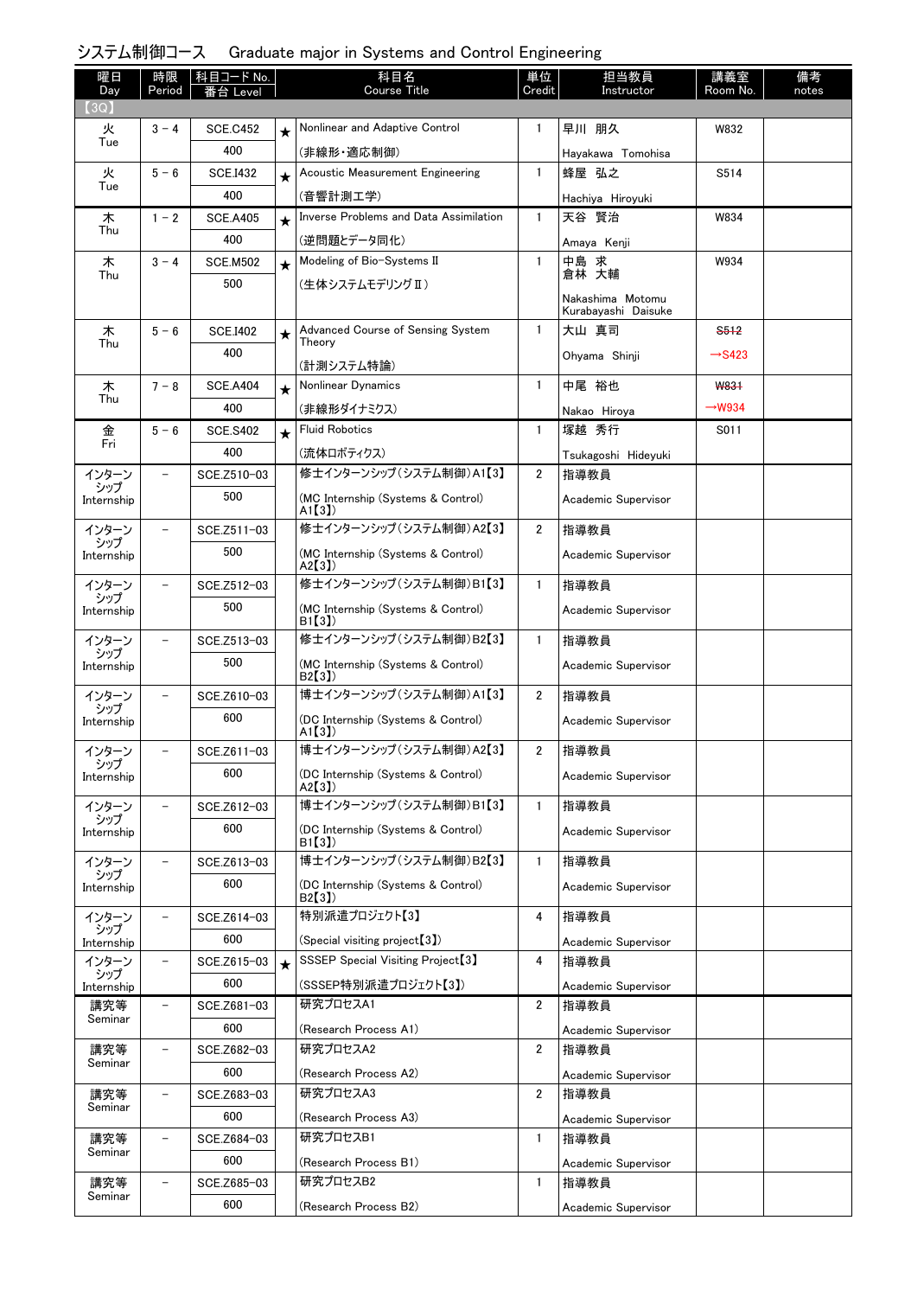## システム制御コース　Graduate major in Systems and Control Engineering

| 曜日 Day | 時限 Period | 科目コード No. 番台 Level | | 科目名 Course Title | 単位 Credit | 担当教員 Instructor | 講義室 Room No. | 備考 notes |
|---|---|---|---|---|---|---|---|---|
| 【3Q】 | | | | | | | | |
| 火 Tue | 3－4 | SCE.C452 400 | ★ | Nonlinear and Adaptive Control (非線形・適応制御) | 1 | 早川 朋久 Hayakawa Tomohisa | W832 | |
| 火 Tue | 5－6 | SCE.I432 400 | ★ | Acoustic Measurement Engineering (音響計測工学) | 1 | 蜂屋 弘之 Hachiya Hiroyuki | S514 | |
| 木 Thu | 1－2 | SCE.A405 400 | ★ | Inverse Problems and Data Assimilation (逆問題とデータ同化) | 1 | 天谷 賢治 Amaya Kenji | W834 | |
| 木 Thu | 3－4 | SCE.M502 500 | ★ | Modeling of Bio-Systems II (生体システムモデリングII) | 1 | 中島 求 倉林 大輔 Nakashima Motomu Kurabayashi Daisuke | W934 | |
| 木 Thu | 5－6 | SCE.I402 400 | ★ | Advanced Course of Sensing System Theory (計測システム特論) | 1 | 大山 真司 Ohyama Shinji | ~~S512~~ →S423 | |
| 木 Thu | 7－8 | SCE.A404 400 | ★ | Nonlinear Dynamics (非線形ダイナミクス) | 1 | 中尾 裕也 Nakao Hiroya | ~~W831~~ →W934 | |
| 金 Fri | 5－6 | SCE.S402 400 | ★ | Fluid Robotics (流体ロボティクス) | 1 | 塚越 秀行 Tsukagoshi Hideyuki | S011 | |
| インターンシップ Internship | － | SCE.Z510-03 500 | | 修士インターンシップ(システム制御)A1【3】 (MC Internship (Systems & Control) A1【3】) | 2 | 指導教員 Academic Supervisor | | |
| インターンシップ Internship | － | SCE.Z511-03 500 | | 修士インターンシップ(システム制御)A2【3】 (MC Internship (Systems & Control) A2【3】) | 2 | 指導教員 Academic Supervisor | | |
| インターンシップ Internship | － | SCE.Z512-03 500 | | 修士インターンシップ(システム制御)B1【3】 (MC Internship (Systems & Control) B1【3】) | 1 | 指導教員 Academic Supervisor | | |
| インターンシップ Internship | － | SCE.Z513-03 500 | | 修士インターンシップ(システム制御)B2【3】 (MC Internship (Systems & Control) B2【3】) | 1 | 指導教員 Academic Supervisor | | |
| インターンシップ Internship | － | SCE.Z610-03 600 | | 博士インターンシップ(システム制御)A1【3】 (DC Internship (Systems & Control) A1【3】) | 2 | 指導教員 Academic Supervisor | | |
| インターンシップ Internship | － | SCE.Z611-03 600 | | 博士インターンシップ(システム制御)A2【3】 (DC Internship (Systems & Control) A2【3】) | 2 | 指導教員 Academic Supervisor | | |
| インターンシップ Internship | － | SCE.Z612-03 600 | | 博士インターンシップ(システム制御)B1【3】 (DC Internship (Systems & Control) B1【3】) | 1 | 指導教員 Academic Supervisor | | |
| インターンシップ Internship | － | SCE.Z613-03 600 | | 博士インターンシップ(システム制御)B2【3】 (DC Internship (Systems & Control) B2【3】) | 1 | 指導教員 Academic Supervisor | | |
| インターンシップ Internship | － | SCE.Z614-03 600 | | 特別派遣プロジェクト【3】 (Special visiting project【3】) | 4 | 指導教員 Academic Supervisor | | |
| インターンシップ Internship | － | SCE.Z615-03 600 | ★ | SSSEP Special Visiting Project【3】 (SSSEP特別派遣プロジェクト【3】) | 4 | 指導教員 Academic Supervisor | | |
| 講究等 Seminar | － | SCE.Z681-03 600 | | 研究プロセスA1 (Research Process A1) | 2 | 指導教員 Academic Supervisor | | |
| 講究等 Seminar | － | SCE.Z682-03 600 | | 研究プロセスA2 (Research Process A2) | 2 | 指導教員 Academic Supervisor | | |
| 講究等 Seminar | － | SCE.Z683-03 600 | | 研究プロセスA3 (Research Process A3) | 2 | 指導教員 Academic Supervisor | | |
| 講究等 Seminar | － | SCE.Z684-03 600 | | 研究プロセスB1 (Research Process B1) | 1 | 指導教員 Academic Supervisor | | |
| 講究等 Seminar | － | SCE.Z685-03 600 | | 研究プロセスB2 (Research Process B2) | 1 | 指導教員 Academic Supervisor | | |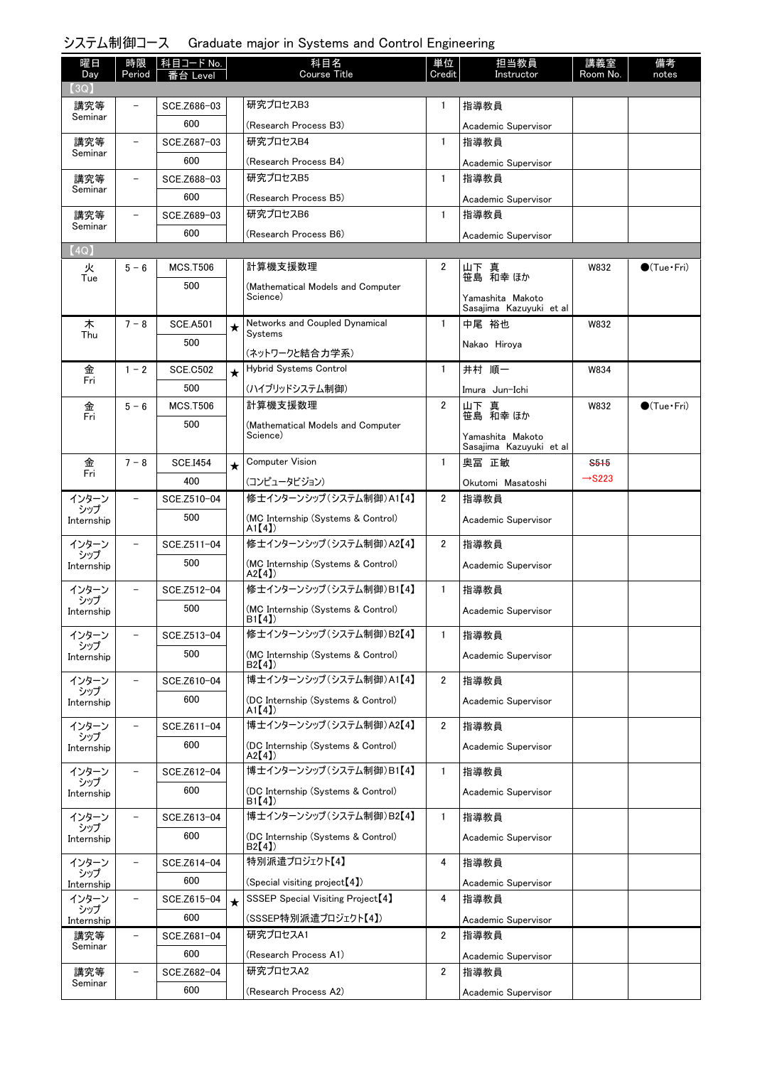# システム制御コース　Graduate major in Systems and Control Engineering

| 曜日 Day | 時限 Period | 科目コード No. 番台 Level | | 科目名 Course Title | 単位 Credit | 担当教員 Instructor | 講義室 Room No. | 備考 notes |
|---|---|---|---|---|---|---|---|---|
| 【3Q】 | | | | | | | | |
| 講究等 Seminar | － | SCE.Z686-03 600 | | 研究プロセスB3 (Research Process B3) | 1 | 指導教員 Academic Supervisor | | |
| 講究等 Seminar | － | SCE.Z687-03 600 | | 研究プロセスB4 (Research Process B4) | 1 | 指導教員 Academic Supervisor | | |
| 講究等 Seminar | － | SCE.Z688-03 600 | | 研究プロセスB5 (Research Process B5) | 1 | 指導教員 Academic Supervisor | | |
| 講究等 Seminar | － | SCE.Z689-03 600 | | 研究プロセスB6 (Research Process B6) | 1 | 指導教員 Academic Supervisor | | |
| 【4Q】 | | | | | | | | |
| 火 Tue | 5－6 | MCS.T506 500 | | 計算機支援数理 (Mathematical Models and Computer Science) | 2 | 山下 真 笹島 和幸 ほか Yamashita Makoto Sasajima Kazuyuki et al | W832 | ●(Tue・Fri) |
| 木 Thu | 7－8 | SCE.A501 500 | ★ | Networks and Coupled Dynamical Systems (ネットワークと結合力学系) | 1 | 中尾 裕也 Nakao Hiroya | W832 | |
| 金 Fri | 1－2 | SCE.C502 500 | ★ | Hybrid Systems Control (ハイブリッドシステム制御) | 1 | 井村 順一 Imura Jun-Ichi | W834 | |
| 金 Fri | 5－6 | MCS.T506 500 | | 計算機支援数理 (Mathematical Models and Computer Science) | 2 | 山下 真 笹島 和幸 ほか Yamashita Makoto Sasajima Kazuyuki et al | W832 | ●(Tue・Fri) |
| 金 Fri | 7－8 | SCE.I454 400 | ★ | Computer Vision (コンピュータビジョン) | 1 | 奥冨 正敏 Okutomi Masatoshi | ~~S515~~ →S223 | |
| インターンシップ Internship | － | SCE.Z510-04 500 | | 修士インターンシップ(システム制御)A1【4】 (MC Internship (Systems & Control) A1【4】) | 2 | 指導教員 Academic Supervisor | | |
| インターンシップ Internship | － | SCE.Z511-04 500 | | 修士インターンシップ(システム制御)A2【4】 (MC Internship (Systems & Control) A2【4】) | 2 | 指導教員 Academic Supervisor | | |
| インターンシップ Internship | － | SCE.Z512-04 500 | | 修士インターンシップ(システム制御)B1【4】 (MC Internship (Systems & Control) B1【4】) | 1 | 指導教員 Academic Supervisor | | |
| インターンシップ Internship | － | SCE.Z513-04 500 | | 修士インターンシップ(システム制御)B2【4】 (MC Internship (Systems & Control) B2【4】) | 1 | 指導教員 Academic Supervisor | | |
| インターンシップ Internship | － | SCE.Z610-04 600 | | 博士インターンシップ(システム制御)A1【4】 (DC Internship (Systems & Control) A1【4】) | 2 | 指導教員 Academic Supervisor | | |
| インターンシップ Internship | － | SCE.Z611-04 600 | | 博士インターンシップ(システム制御)A2【4】 (DC Internship (Systems & Control) A2【4】) | 2 | 指導教員 Academic Supervisor | | |
| インターンシップ Internship | － | SCE.Z612-04 600 | | 博士インターンシップ(システム制御)B1【4】 (DC Internship (Systems & Control) B1【4】) | 1 | 指導教員 Academic Supervisor | | |
| インターンシップ Internship | － | SCE.Z613-04 600 | | 博士インターンシップ(システム制御)B2【4】 (DC Internship (Systems & Control) B2【4】) | 1 | 指導教員 Academic Supervisor | | |
| インターンシップ Internship | － | SCE.Z614-04 600 | | 特別派遣プロジェクト【4】 (Special visiting project【4】) | 4 | 指導教員 Academic Supervisor | | |
| インターンシップ Internship | － | SCE.Z615-04 600 | ★ | SSSEP Special Visiting Project【4】 (SSSEP特別派遣プロジェクト【4】) | 4 | 指導教員 Academic Supervisor | | |
| 講究等 Seminar | － | SCE.Z681-04 600 | | 研究プロセスA1 (Research Process A1) | 2 | 指導教員 Academic Supervisor | | |
| 講究等 Seminar | － | SCE.Z682-04 600 | | 研究プロセスA2 (Research Process A2) | 2 | 指導教員 Academic Supervisor | | |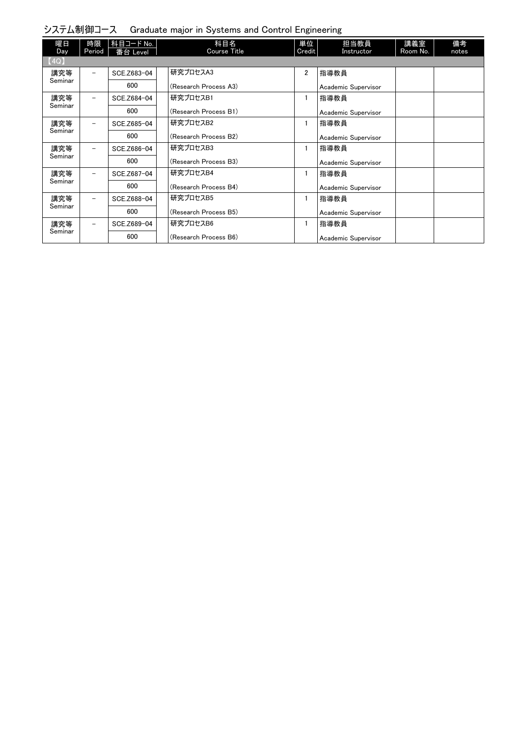## システム制御コース　Graduate major in Systems and Control Engineering

| 曜日 Day | 時限 Period | 科目コード No. 番台 Level | 科目名 Course Title | 単位 Credit | 担当教員 Instructor | 講義室 Room No. | 備考 notes |
|---|---|---|---|---|---|---|---|
| 【4Q】 | | | | | | | |
| 講究等 Seminar | － | SCE.Z683-04 600 | 研究プロセスA3 (Research Process A3) | 2 | 指導教員 Academic Supervisor | | |
| 講究等 Seminar | － | SCE.Z684-04 600 | 研究プロセスB1 (Research Process B1) | 1 | 指導教員 Academic Supervisor | | |
| 講究等 Seminar | － | SCE.Z685-04 600 | 研究プロセスB2 (Research Process B2) | 1 | 指導教員 Academic Supervisor | | |
| 講究等 Seminar | － | SCE.Z686-04 600 | 研究プロセスB3 (Research Process B3) | 1 | 指導教員 Academic Supervisor | | |
| 講究等 Seminar | － | SCE.Z687-04 600 | 研究プロセスB4 (Research Process B4) | 1 | 指導教員 Academic Supervisor | | |
| 講究等 Seminar | － | SCE.Z688-04 600 | 研究プロセスB5 (Research Process B5) | 1 | 指導教員 Academic Supervisor | | |
| 講究等 Seminar | － | SCE.Z689-04 600 | 研究プロセスB6 (Research Process B6) | 1 | 指導教員 Academic Supervisor | | |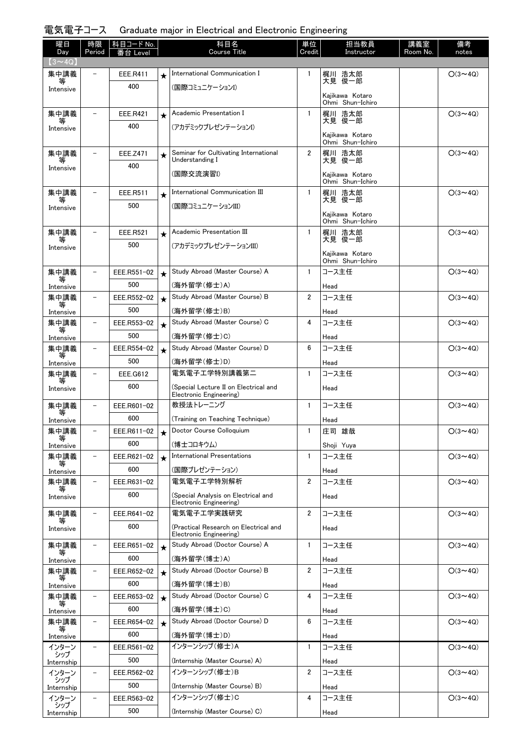# 電気電子コース　Graduate major in Electrical and Electronic Engineering

| 曜日 Day | 時限 Period | 科目コード No. 番台 Level | | 科目名 Course Title | 単位 Credit | 担当教員 Instructor | 講義室 Room No. | 備考 notes |
|---|---|---|---|---|---|---|---|---|
| 【3～4Q】 | | | | | | | | |
| 集中講義等 Intensive | － | EEE.R411 400 | ★ | International Communication I (国際コミュニケーションI) | 1 | 梶川 浩太郎 大見 俊一郎 Kajikawa Kotaro Ohmi Shun-Ichiro | | ○(3～4Q) |
| 集中講義等 Intensive | － | EEE.R421 400 | ★ | Academic Presentation I (アカデミックプレゼンテーションI) | 1 | 梶川 浩太郎 大見 俊一郎 Kajikawa Kotaro Ohmi Shun-Ichiro | | ○(3～4Q) |
| 集中講義等 Intensive | － | EEE.Z471 400 | ★ | Seminar for Cultivating International Understanding I (国際交流演習I) | 2 | 梶川 浩太郎 大見 俊一郎 Kajikawa Kotaro Ohmi Shun-Ichiro | | ○(3～4Q) |
| 集中講義等 Intensive | － | EEE.R511 500 | ★ | International Communication III (国際コミュニケーションIII) | 1 | 梶川 浩太郎 大見 俊一郎 Kajikawa Kotaro Ohmi Shun-Ichiro | | ○(3～4Q) |
| 集中講義等 Intensive | － | EEE.R521 500 | ★ | Academic Presentation III (アカデミックプレゼンテーションIII) | 1 | 梶川 浩太郎 大見 俊一郎 Kajikawa Kotaro Ohmi Shun-Ichiro | | ○(3～4Q) |
| 集中講義等 Intensive | － | EEE.R551-02 500 | ★ | Study Abroad (Master Course) A (海外留学(修士)A) | 1 | コース主任 Head | | ○(3～4Q) |
| 集中講義等 Intensive | － | EEE.R552-02 500 | ★ | Study Abroad (Master Course) B (海外留学(修士)B) | 2 | コース主任 Head | | ○(3～4Q) |
| 集中講義等 Intensive | － | EEE.R553-02 500 | ★ | Study Abroad (Master Course) C (海外留学(修士)C) | 4 | コース主任 Head | | ○(3～4Q) |
| 集中講義等 Intensive | － | EEE.R554-02 500 | ★ | Study Abroad (Master Course) D (海外留学(修士)D) | 6 | コース主任 Head | | ○(3～4Q) |
| 集中講義等 Intensive | － | EEE.G612 600 | | 電気電子工学特別講義第二 (Special Lecture II on Electrical and Electronic Engineering) | 1 | コース主任 Head | | ○(3～4Q) |
| 集中講義等 Intensive | － | EEE.R601-02 600 | | 教授法トレーニング (Training on Teaching Technique) | 1 | コース主任 Head | | ○(3～4Q) |
| 集中講義等 Intensive | － | EEE.R611-02 600 | ★ | Doctor Course Colloquium (博士コロキウム) | 1 | 庄司 雄哉 Shoji Yuya | | ○(3～4Q) |
| 集中講義等 Intensive | － | EEE.R621-02 600 | ★ | International Presentations (国際プレゼンテーション) | 1 | コース主任 Head | | ○(3～4Q) |
| 集中講義等 Intensive | － | EEE.R631-02 600 | | 電気電子工学特別解析 (Special Analysis on Electrical and Electronic Engineering) | 2 | コース主任 Head | | ○(3～4Q) |
| 集中講義等 Intensive | － | EEE.R641-02 600 | | 電気電子工学実践研究 (Practical Research on Electrical and Electronic Engineering) | 2 | コース主任 Head | | ○(3～4Q) |
| 集中講義等 Intensive | － | EEE.R651-02 600 | ★ | Study Abroad (Doctor Course) A (海外留学(博士)A) | 1 | コース主任 Head | | ○(3～4Q) |
| 集中講義等 Intensive | － | EEE.R652-02 600 | ★ | Study Abroad (Doctor Course) B (海外留学(博士)B) | 2 | コース主任 Head | | ○(3～4Q) |
| 集中講義等 Intensive | － | EEE.R653-02 600 | ★ | Study Abroad (Doctor Course) C (海外留学(博士)C) | 4 | コース主任 Head | | ○(3～4Q) |
| 集中講義等 Intensive | － | EEE.R654-02 600 | ★ | Study Abroad (Doctor Course) D (海外留学(博士)D) | 6 | コース主任 Head | | ○(3～4Q) |
| インターンシップ Internship | － | EEE.R561-02 500 | | インターンシップ(修士)A (Internship (Master Course) A) | 1 | コース主任 Head | | ○(3～4Q) |
| インターンシップ Internship | － | EEE.R562-02 500 | | インターンシップ(修士)B (Internship (Master Course) B) | 2 | コース主任 Head | | ○(3～4Q) |
| インターンシップ Internship | － | EEE.R563-02 500 | | インターンシップ(修士)C (Internship (Master Course) C) | 4 | コース主任 Head | | ○(3～4Q) |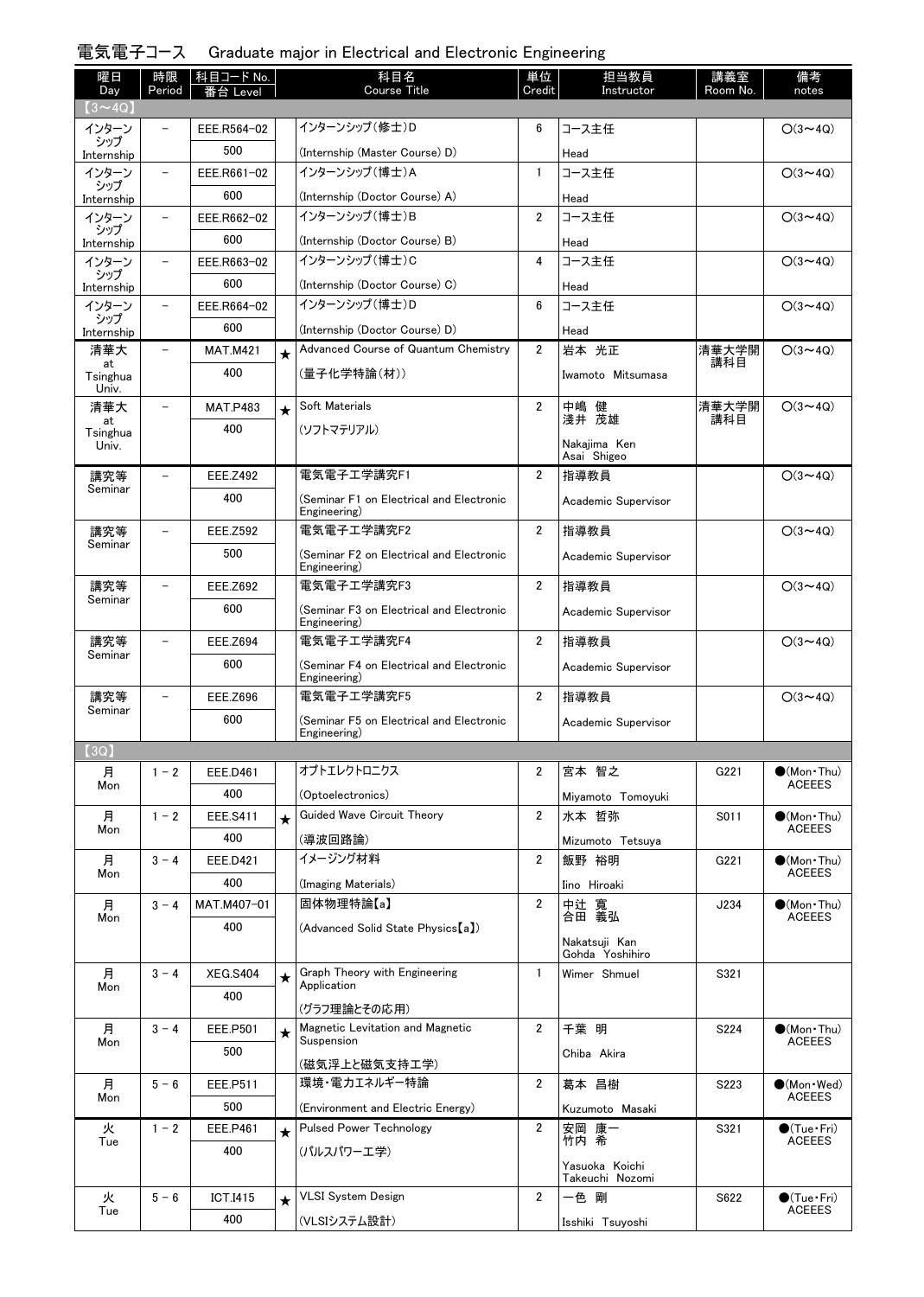# 電気電子コース　Graduate major in Electrical and Electronic Engineering

| 曜日 Day | 時限 Period | 科目コード No. 番台 Level | | 科目名 Course Title | 単位 Credit | 担当教員 Instructor | 講義室 Room No. | 備考 notes |
|---|---|---|---|---|---|---|---|---|
| 【3～4Q】 | | | | | | | | |
| インターンシップ Internship | － | EEE.R564-02 500 | | インターンシップ(修士)D (Internship (Master Course) D) | 6 | コース主任 Head | | ○(3～4Q) |
| インターンシップ Internship | － | EEE.R661-02 600 | | インターンシップ(博士)A (Internship (Doctor Course) A) | 1 | コース主任 Head | | ○(3～4Q) |
| インターンシップ Internship | － | EEE.R662-02 600 | | インターンシップ(博士)B (Internship (Doctor Course) B) | 2 | コース主任 Head | | ○(3～4Q) |
| インターンシップ Internship | － | EEE.R663-02 600 | | インターンシップ(博士)C (Internship (Doctor Course) C) | 4 | コース主任 Head | | ○(3～4Q) |
| インターンシップ Internship | － | EEE.R664-02 600 | | インターンシップ(博士)D (Internship (Doctor Course) D) | 6 | コース主任 Head | | ○(3～4Q) |
| 清華大 at Tsinghua Univ. | － | MAT.M421 400 | ★ | Advanced Course of Quantum Chemistry (量子化学特論(材)) | 2 | 岩本 光正 Iwamoto Mitsumasa | 清華大学開講科目 | ○(3～4Q) |
| 清華大 at Tsinghua Univ. | － | MAT.P483 400 | ★ | Soft Materials (ソフトマテリアル) | 2 | 中嶋 健 浅井 茂雄 Nakajima Ken Asai Shigeo | 清華大学開講科目 | ○(3～4Q) |
| 講究等 Seminar | － | EEE.Z492 400 | | 電気電子工学講究F1 (Seminar F1 on Electrical and Electronic Engineering) | 2 | 指導教員 Academic Supervisor | | ○(3～4Q) |
| 講究等 Seminar | － | EEE.Z592 500 | | 電気電子工学講究F2 (Seminar F2 on Electrical and Electronic Engineering) | 2 | 指導教員 Academic Supervisor | | ○(3～4Q) |
| 講究等 Seminar | － | EEE.Z692 600 | | 電気電子工学講究F3 (Seminar F3 on Electrical and Electronic Engineering) | 2 | 指導教員 Academic Supervisor | | ○(3～4Q) |
| 講究等 Seminar | － | EEE.Z694 600 | | 電気電子工学講究F4 (Seminar F4 on Electrical and Electronic Engineering) | 2 | 指導教員 Academic Supervisor | | ○(3～4Q) |
| 講究等 Seminar | － | EEE.Z696 600 | | 電気電子工学講究F5 (Seminar F5 on Electrical and Electronic Engineering) | 2 | 指導教員 Academic Supervisor | | ○(3～4Q) |
| 【3Q】 | | | | | | | | |
| 月 Mon | 1－2 | EEE.D461 400 | | オプトエレクトロニクス (Optoelectronics) | 2 | 宮本 智之 Miyamoto Tomoyuki | G221 | ●(Mon・Thu) ACEEES |
| 月 Mon | 1－2 | EEE.S411 400 | ★ | Guided Wave Circuit Theory (導波回路論) | 2 | 水本 哲弥 Mizumoto Tetsuya | S011 | ●(Mon・Thu) ACEEES |
| 月 Mon | 3－4 | EEE.D421 400 | | イメージング材料 (Imaging Materials) | 2 | 飯野 裕明 Iino Hiroaki | G221 | ●(Mon・Thu) ACEEES |
| 月 Mon | 3－4 | MAT.M407-01 400 | | 固体物理特論【a】 (Advanced Solid State Physics【a】) | 2 | 中辻 寛 合田 義弘 Nakatsuji Kan Gohda Yoshihiro | J234 | ●(Mon・Thu) ACEEES |
| 月 Mon | 3－4 | XEG.S404 400 | ★ | Graph Theory with Engineering Application (グラフ理論とその応用) | 1 | Wimer Shmuel | S321 | |
| 月 Mon | 3－4 | EEE.P501 500 | ★ | Magnetic Levitation and Magnetic Suspension (磁気浮上と磁気支持工学) | 2 | 千葉 明 Chiba Akira | S224 | ●(Mon・Thu) ACEEES |
| 月 Mon | 5－6 | EEE.P511 500 | | 環境・電力エネルギー特論 (Environment and Electric Energy) | 2 | 葛本 昌樹 Kuzumoto Masaki | S223 | ●(Mon・Wed) ACEEES |
| 火 Tue | 1－2 | EEE.P461 400 | ★ | Pulsed Power Technology (パルスパワー工学) | 2 | 安岡 康一 竹内 希 Yasuoka Koichi Takeuchi Nozomi | S321 | ●(Tue・Fri) ACEEES |
| 火 Tue | 5－6 | ICT.I415 400 | ★ | VLSI System Design (VLSIシステム設計) | 2 | 一色 剛 Isshiki Tsuyoshi | S622 | ●(Tue・Fri) ACEEES |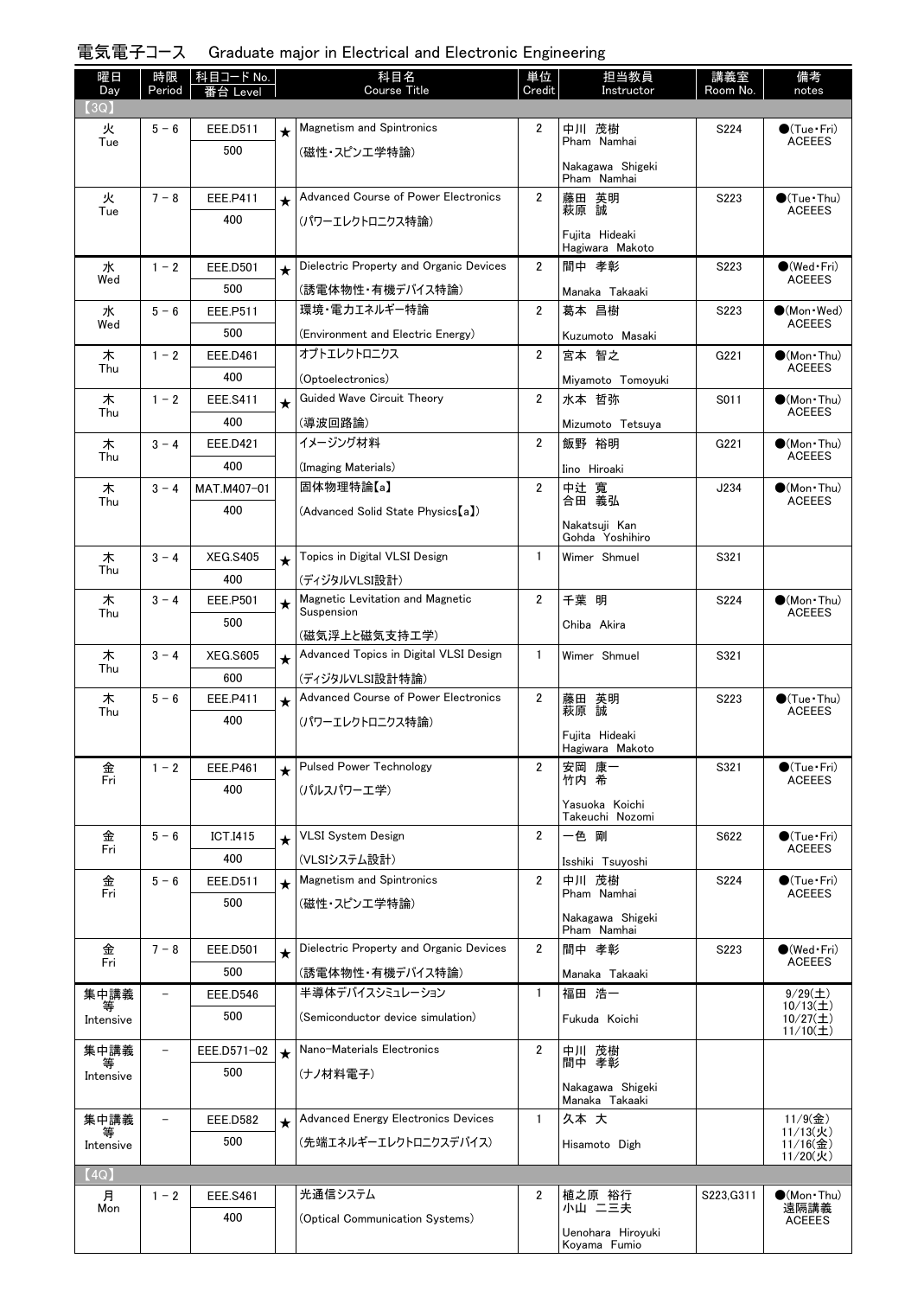## 電気電子コース　Graduate major in Electrical and Electronic Engineering

| 曜日 Day | 時限 Period | 科目コード No. 番台 Level | | 科目名 Course Title | 単位 Credit | 担当教員 Instructor | 講義室 Room No. | 備考 notes |
|---|---|---|---|---|---|---|---|---|
| 【3Q】 | | | | | | | | |
| 火 Tue | 5－6 | EEE.D511 500 | ★ | Magnetism and Spintronics (磁性・スピン工学特論) | 2 | 中川 茂樹 Pham Namhai Nakagawa Shigeki Pham Namhai | S224 | ●(Tue・Fri) ACEEES |
| 火 Tue | 7－8 | EEE.P411 400 | ★ | Advanced Course of Power Electronics (パワーエレクトロニクス特論) | 2 | 藤田 英明 萩原 誠 Fujita Hideaki Hagiwara Makoto | S223 | ●(Tue・Thu) ACEEES |
| 水 Wed | 1－2 | EEE.D501 500 | ★ | Dielectric Property and Organic Devices (誘電体物性・有機デバイス特論) | 2 | 間中 孝彰 Manaka Takaaki | S223 | ●(Wed・Fri) ACEEES |
| 水 Wed | 5－6 | EEE.P511 500 | | 環境・電力エネルギー特論 (Environment and Electric Energy) | 2 | 葛本 昌樹 Kuzumoto Masaki | S223 | ●(Mon・Wed) ACEEES |
| 木 Thu | 1－2 | EEE.D461 400 | | オプトエレクトロニクス (Optoelectronics) | 2 | 宮本 智之 Miyamoto Tomoyuki | G221 | ●(Mon・Thu) ACEEES |
| 木 Thu | 1－2 | EEE.S411 400 | ★ | Guided Wave Circuit Theory (導波回路論) | 2 | 水本 哲弥 Mizumoto Tetsuya | S011 | ●(Mon・Thu) ACEEES |
| 木 Thu | 3－4 | EEE.D421 400 | | イメージング材料 (Imaging Materials) | 2 | 飯野 裕明 Iino Hiroaki | G221 | ●(Mon・Thu) ACEEES |
| 木 Thu | 3－4 | MAT.M407-01 400 | | 固体物理特論【a】 (Advanced Solid State Physics【a】) | 2 | 中辻 寛 合田 義弘 Nakatsuji Kan Gohda Yoshihiro | J234 | ●(Mon・Thu) ACEEES |
| 木 Thu | 3－4 | XEG.S405 400 | ★ | Topics in Digital VLSI Design (ディジタルVLSI設計) | 1 | Wimer Shmuel | S321 | |
| 木 Thu | 3－4 | EEE.P501 500 | ★ | Magnetic Levitation and Magnetic Suspension (磁気浮上と磁気支持工学) | 2 | 千葉 明 Chiba Akira | S224 | ●(Mon・Thu) ACEEES |
| 木 Thu | 3－4 | XEG.S605 600 | ★ | Advanced Topics in Digital VLSI Design (ディジタルVLSI設計特論) | 1 | Wimer Shmuel | S321 | |
| 木 Thu | 5－6 | EEE.P411 400 | ★ | Advanced Course of Power Electronics (パワーエレクトロニクス特論) | 2 | 藤田 英明 萩原 誠 Fujita Hideaki Hagiwara Makoto | S223 | ●(Tue・Thu) ACEEES |
| 金 Fri | 1－2 | EEE.P461 400 | ★ | Pulsed Power Technology (パルスパワー工学) | 2 | 安岡 康一 竹内 希 Yasuoka Koichi Takeuchi Nozomi | S321 | ●(Tue・Fri) ACEEES |
| 金 Fri | 5－6 | ICT.I415 400 | ★ | VLSI System Design (VLSIシステム設計) | 2 | 一色 剛 Isshiki Tsuyoshi | S622 | ●(Tue・Fri) ACEEES |
| 金 Fri | 5－6 | EEE.D511 500 | ★ | Magnetism and Spintronics (磁性・スピン工学特論) | 2 | 中川 茂樹 Pham Namhai Nakagawa Shigeki Pham Namhai | S224 | ●(Tue・Fri) ACEEES |
| 金 Fri | 7－8 | EEE.D501 500 | ★ | Dielectric Property and Organic Devices (誘電体物性・有機デバイス特論) | 2 | 間中 孝彰 Manaka Takaaki | S223 | ●(Wed・Fri) ACEEES |
| 集中講義等 Intensive | － | EEE.D546 500 | | 半導体デバイスシミュレーション (Semiconductor device simulation) | 1 | 福田 浩一 Fukuda Koichi | | 9/29(土) 10/13(土) 10/27(土) 11/10(土) |
| 集中講義等 Intensive | － | EEE.D571-02 500 | ★ | Nano-Materials Electronics (ナノ材料電子) | 2 | 中川 茂樹 間中 孝彰 Nakagawa Shigeki Manaka Takaaki | | |
| 集中講義等 Intensive | － | EEE.D582 500 | ★ | Advanced Energy Electronics Devices (先端エネルギーエレクトロニクスデバイス) | 1 | 久本 大 Hisamoto Digh | | 11/9(金) 11/13(火) 11/16(金) 11/20(火) |
| 【4Q】 | | | | | | | | |
| 月 Mon | 1－2 | EEE.S461 400 | | 光通信システム (Optical Communication Systems) | 2 | 植之原 裕行 小山 二三夫 Uenohara Hiroyuki Koyama Fumio | S223,G311 | ●(Mon・Thu) 遠隔講義 ACEEES |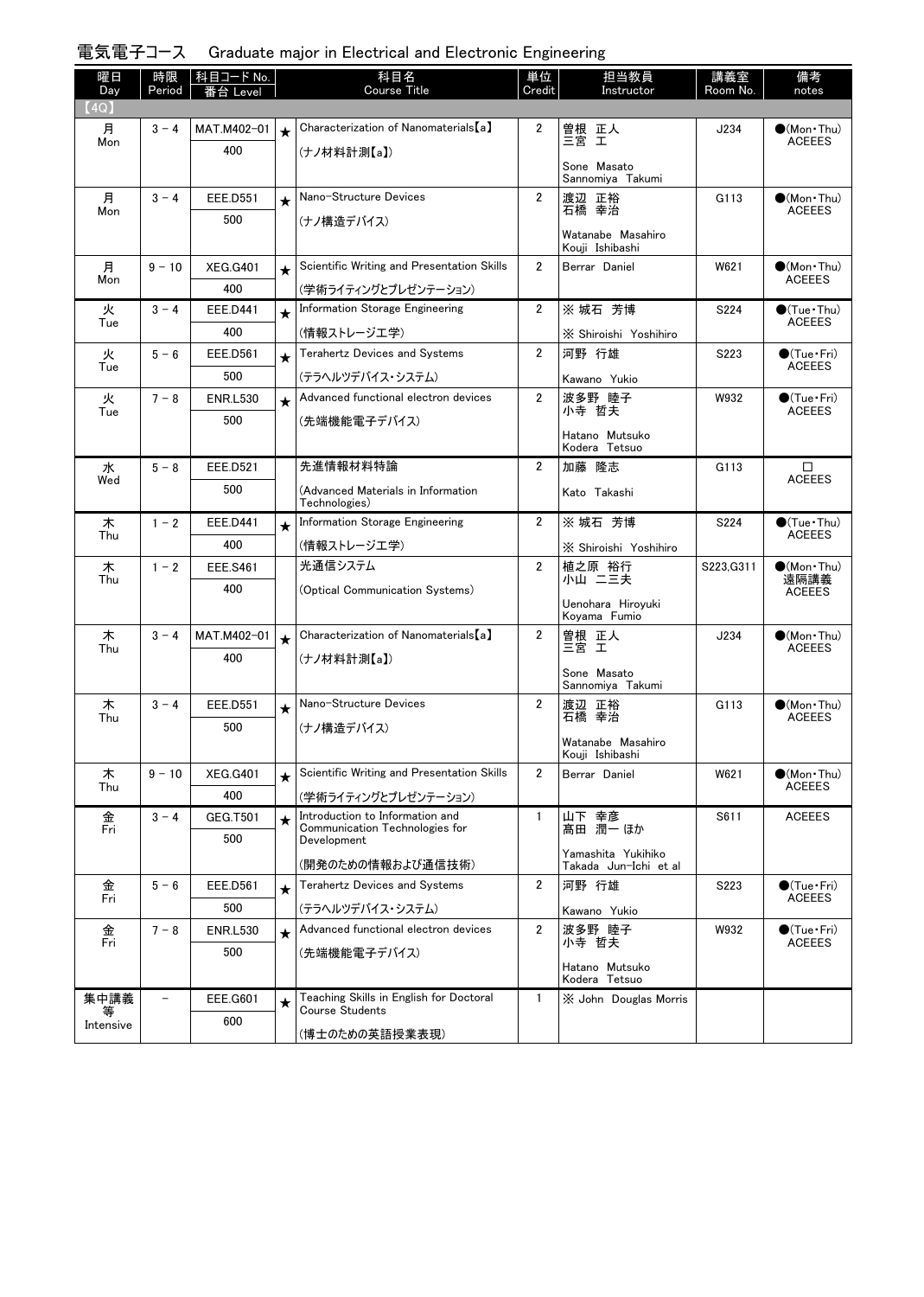## 電気電子コース　Graduate major in Electrical and Electronic Engineering

| 曜日 Day | 時限 Period | 科目コード No. 番台 Level | | 科目名 Course Title | 単位 Credit | 担当教員 Instructor | 講義室 Room No. | 備考 notes |
|---|---|---|---|---|---|---|---|---|
| 【4Q】 | | | | | | | | |
| 月 Mon | 3 - 4 | MAT.M402-01 400 | ★ | Characterization of Nanomaterials【a】 (ナノ材料計測【a】) | 2 | 曽根 正人 三宮 工 Sone Masato Sannomiya Takumi | J234 | ●(Mon・Thu) ACEEES |
| 月 Mon | 3 - 4 | EEE.D551 500 | ★ | Nano-Structure Devices (ナノ構造デバイス) | 2 | 渡辺 正裕 石橋 幸治 Watanabe Masahiro Kouji Ishibashi | G113 | ●(Mon・Thu) ACEEES |
| 月 Mon | 9 - 10 | XEG.G401 400 | ★ | Scientific Writing and Presentation Skills (学術ライティングとプレゼンテーション) | 2 | Berrar Daniel | W621 | ●(Mon・Thu) ACEEES |
| 火 Tue | 3 - 4 | EEE.D441 400 | ★ | Information Storage Engineering (情報ストレージ工学) | 2 | ※ 城石 芳博 ※ Shiroishi Yoshihiro | S224 | ●(Tue・Thu) ACEEES |
| 火 Tue | 5 - 6 | EEE.D561 500 | ★ | Terahertz Devices and Systems (テラヘルツデバイス・システム) | 2 | 河野 行雄 Kawano Yukio | S223 | ●(Tue・Fri) ACEEES |
| 火 Tue | 7 - 8 | ENR.L530 500 | ★ | Advanced functional electron devices (先端機能電子デバイス) | 2 | 波多野 睦子 小寺 哲夫 Hatano Mutsuko Kodera Tetsuo | W932 | ●(Tue・Fri) ACEEES |
| 水 Wed | 5 - 8 | EEE.D521 500 | | 先進情報材料特論 (Advanced Materials in Information Technologies) | 2 | 加藤 隆志 Kato Takashi | G113 | □ ACEEES |
| 木 Thu | 1 - 2 | EEE.D441 400 | ★ | Information Storage Engineering (情報ストレージ工学) | 2 | ※ 城石 芳博 ※ Shiroishi Yoshihiro | S224 | ●(Tue・Thu) ACEEES |
| 木 Thu | 1 - 2 | EEE.S461 400 | | 光通信システム (Optical Communication Systems) | 2 | 植之原 裕行 小山 二三夫 Uenohara Hiroyuki Koyama Fumio | S223,G311 | ●(Mon・Thu) 遠隔講義 ACEEES |
| 木 Thu | 3 - 4 | MAT.M402-01 400 | ★ | Characterization of Nanomaterials【a】 (ナノ材料計測【a】) | 2 | 曽根 正人 三宮 工 Sone Masato Sannomiya Takumi | J234 | ●(Mon・Thu) ACEEES |
| 木 Thu | 3 - 4 | EEE.D551 500 | ★ | Nano-Structure Devices (ナノ構造デバイス) | 2 | 渡辺 正裕 石橋 幸治 Watanabe Masahiro Kouji Ishibashi | G113 | ●(Mon・Thu) ACEEES |
| 木 Thu | 9 - 10 | XEG.G401 400 | ★ | Scientific Writing and Presentation Skills (学術ライティングとプレゼンテーション) | 2 | Berrar Daniel | W621 | ●(Mon・Thu) ACEEES |
| 金 Fri | 3 - 4 | GEG.T501 500 | ★ | Introduction to Information and Communication Technologies for Development (開発のための情報および通信技術) | 1 | 山下 幸彦 髙田 潤一 ほか Yamashita Yukihiko Takada Jun-Ichi et al | S611 | ACEEES |
| 金 Fri | 5 - 6 | EEE.D561 500 | ★ | Terahertz Devices and Systems (テラヘルツデバイス・システム) | 2 | 河野 行雄 Kawano Yukio | S223 | ●(Tue・Fri) ACEEES |
| 金 Fri | 7 - 8 | ENR.L530 500 | ★ | Advanced functional electron devices (先端機能電子デバイス) | 2 | 波多野 睦子 小寺 哲夫 Hatano Mutsuko Kodera Tetsuo | W932 | ●(Tue・Fri) ACEEES |
| 集中講義等 Intensive | - | EEE.G601 600 | ★ | Teaching Skills in English for Doctoral Course Students (博士のための英語授業表現) | 1 | ※ John Douglas Morris | | |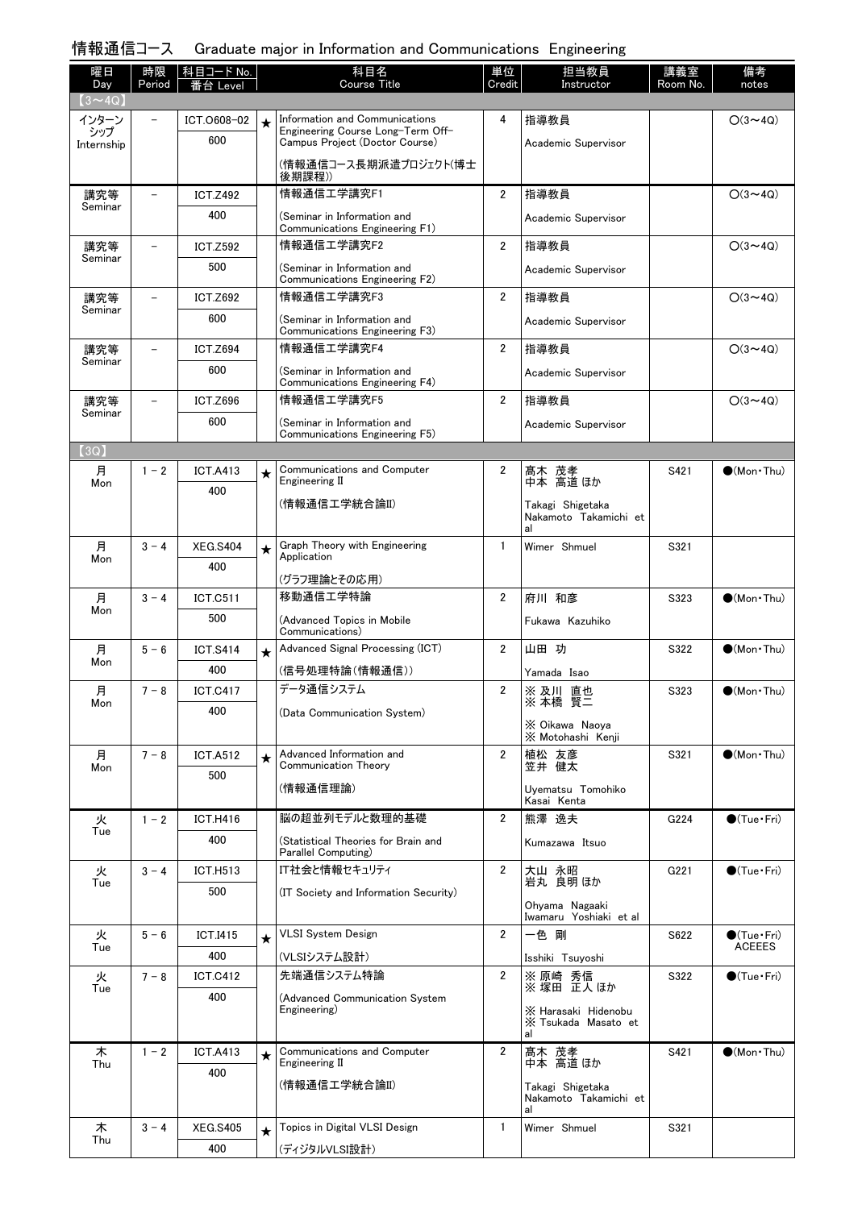## 情報通信コース　Graduate major in Information and Communications Engineering

| 曜日 Day | 時限 Period | 科目コード No. 番台 Level | | 科目名 Course Title | 単位 Credit | 担当教員 Instructor | 講義室 Room No. | 備考 notes |
|---|---|---|---|---|---|---|---|---|
| 【3～4Q】 | | | | | | | | |
| インターンシップ Internship | － | ICT.O608-02 600 | ★ | Information and Communications Engineering Course Long-Term Off-Campus Project (Doctor Course) (情報通信コース長期派遣プロジェクト(博士後期課程)) | 4 | 指導教員 Academic Supervisor | | ○(3～4Q) |
| 講究等 Seminar | － | ICT.Z492 400 | | 情報通信工学講究F1 (Seminar in Information and Communications Engineering F1) | 2 | 指導教員 Academic Supervisor | | ○(3～4Q) |
| 講究等 Seminar | － | ICT.Z592 500 | | 情報通信工学講究F2 (Seminar in Information and Communications Engineering F2) | 2 | 指導教員 Academic Supervisor | | ○(3～4Q) |
| 講究等 Seminar | － | ICT.Z692 600 | | 情報通信工学講究F3 (Seminar in Information and Communications Engineering F3) | 2 | 指導教員 Academic Supervisor | | ○(3～4Q) |
| 講究等 Seminar | － | ICT.Z694 600 | | 情報通信工学講究F4 (Seminar in Information and Communications Engineering F4) | 2 | 指導教員 Academic Supervisor | | ○(3～4Q) |
| 講究等 Seminar | － | ICT.Z696 600 | | 情報通信工学講究F5 (Seminar in Information and Communications Engineering F5) | 2 | 指導教員 Academic Supervisor | | ○(3～4Q) |
| 【3Q】 | | | | | | | | |
| 月 Mon | 1－2 | ICT.A413 400 | ★ | Communications and Computer Engineering II (情報通信工学統合論II) | 2 | 髙木 茂孝 中本 高道 ほか Takagi Shigetaka Nakamoto Takamichi et al | S421 | ●(Mon・Thu) |
| 月 Mon | 3－4 | XEG.S404 400 | ★ | Graph Theory with Engineering Application (グラフ理論とその応用) | 1 | Wimer Shmuel | S321 | |
| 月 Mon | 3－4 | ICT.C511 500 | | 移動通信工学特論 (Advanced Topics in Mobile Communications) | 2 | 府川 和彦 Fukawa Kazuhiko | S323 | ●(Mon・Thu) |
| 月 Mon | 5－6 | ICT.S414 400 | ★ | Advanced Signal Processing (ICT) (信号処理特論(情報通信)) | 2 | 山田 功 Yamada Isao | S322 | ●(Mon・Thu) |
| 月 Mon | 7－8 | ICT.C417 400 | | データ通信システム (Data Communication System) | 2 | ※ 及川 直也 ※ 本橋 賢二 ※ Oikawa Naoya ※ Motohashi Kenji | S323 | ●(Mon・Thu) |
| 月 Mon | 7－8 | ICT.A512 500 | ★ | Advanced Information and Communication Theory (情報理論) | 2 | 植松 友彦 笠井 健太 Uyematsu Tomohiko Kasai Kenta | S321 | ●(Mon・Thu) |
| 火 Tue | 1－2 | ICT.H416 400 | | 脳の超並列モデルと数理的基礎 (Statistical Theories for Brain and Parallel Computing) | 2 | 熊澤 逸夫 Kumazawa Itsuo | G224 | ●(Tue・Fri) |
| 火 Tue | 3－4 | ICT.H513 500 | | IT社会と情報セキュリティ (IT Society and Information Security) | 2 | 大山 永昭 岩丸 良明 ほか Ohyama Nagaaki Iwamaru Yoshiaki et al | G221 | ●(Tue・Fri) |
| 火 Tue | 5－6 | ICT.I415 400 | ★ | VLSI System Design (VLSIシステム設計) | 2 | 一色 剛 Isshiki Tsuyoshi | S622 | ●(Tue・Fri) ACEEES |
| 火 Tue | 7－8 | ICT.C412 400 | | 先端通信システム特論 (Advanced Communication System Engineering) | 2 | ※ 原崎 秀信 ※ 塚田 正人 ほか ※ Harasaki Hidenobu ※ Tsukada Masato et al | S322 | ●(Tue・Fri) |
| 木 Thu | 1－2 | ICT.A413 400 | ★ | Communications and Computer Engineering II (情報通信工学統合論II) | 2 | 髙木 茂孝 中本 高道 ほか Takagi Shigetaka Nakamoto Takamichi et al | S421 | ●(Mon・Thu) |
| 木 Thu | 3－4 | XEG.S405 400 | ★ | Topics in Digital VLSI Design (ディジタルVLSI設計) | 1 | Wimer Shmuel | S321 | |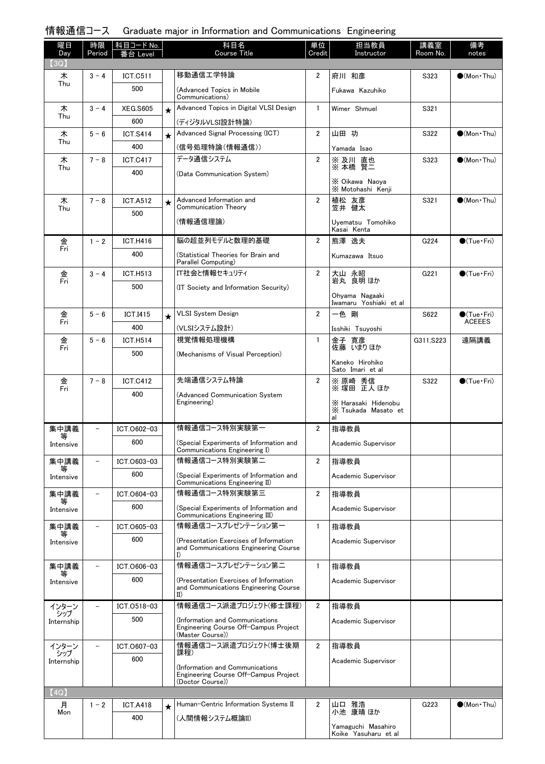情報通信コース　Graduate major in Information and Communications Engineering

| 曜日 Day | 時限 Period | 科目コード No. 番台 Level | | 科目名 Course Title | 単位 Credit | 担当教員 Instructor | 講義室 Room No. | 備考 notes |
|---|---|---|---|---|---|---|---|---|
| 【3Q】 | | | | | | | | |
| 木 Thu | 3 - 4 | ICT.C511 500 | | 移動通信工学特論 (Advanced Topics in Mobile Communications) | 2 | 府川 和彦 Fukawa Kazuhiko | S323 | ●(Mon・Thu) |
| 木 Thu | 3 - 4 | XEG.S605 600 | ★ | Advanced Topics in Digital VLSI Design (ディジタルVLSI設計特論) | 1 | Wimer Shmuel | S321 | |
| 木 Thu | 5 - 6 | ICT.S414 400 | ★ | Advanced Signal Processing (ICT) (信号処理特論(情報通信)) | 2 | 山田 功 Yamada Isao | S322 | ●(Mon・Thu) |
| 木 Thu | 7 - 8 | ICT.C417 400 | | データ通信システム (Data Communication System) | 2 | ※ 及川 直也 ※ 本橋 賢二 ※ Oikawa Naoya ※ Motohashi Kenji | S323 | ●(Mon・Thu) |
| 木 Thu | 7 - 8 | ICT.A512 500 | ★ | Advanced Information and Communication Theory (情報通信理論) | 2 | 植松 友彦 笠井 健太 Uyematsu Tomohiko Kasai Kenta | S321 | ●(Mon・Thu) |
| 金 Fri | 1 - 2 | ICT.H416 400 | | 脳の超並列モデルと数理的基礎 (Statistical Theories for Brain and Parallel Computing) | 2 | 熊澤 逸夫 Kumazawa Itsuo | G224 | ●(Tue・Fri) |
| 金 Fri | 3 - 4 | ICT.H513 500 | | IT社会と情報セキュリティ (IT Society and Information Security) | 2 | 大山 永昭 岩丸 良明 ほか Ohyama Nagaaki Iwamaru Yoshiaki et al | G221 | ●(Tue・Fri) |
| 金 Fri | 5 - 6 | ICT.I415 400 | ★ | VLSI System Design (VLSIシステム設計) | 2 | 一色 剛 Isshiki Tsuyoshi | S622 | ●(Tue・Fri) ACEEES |
| 金 Fri | 5 - 6 | ICT.H514 500 | | 視覚情報処理機構 (Mechanisms of Visual Perception) | 1 | 金子 寛彦 佐藤 いまり ほか Kaneko Hirohiko Sato Imari et al | G311,S223 | 遠隔講義 |
| 金 Fri | 7 - 8 | ICT.C412 400 | | 先端通信システム特論 (Advanced Communication System Engineering) | 2 | ※ 原崎 秀信 ※ 塚田 正人 ほか ※ Harasaki Hidenobu ※ Tsukada Masato et al | S322 | ●(Tue・Fri) |
| 集中講義等 Intensive | － | ICT.O602-03 600 | | 情報通信コース特別実験第一 (Special Experiments of Information and Communications Engineering I) | 2 | 指導教員 Academic Supervisor | | |
| 集中講義等 Intensive | － | ICT.O603-03 600 | | 情報通信コース特別実験第二 (Special Experiments of Information and Communications Engineering II) | 2 | 指導教員 Academic Supervisor | | |
| 集中講義等 Intensive | － | ICT.O604-03 600 | | 情報通信コース特別実験第三 (Special Experiments of Information and Communications Engineering III) | 2 | 指導教員 Academic Supervisor | | |
| 集中講義等 Intensive | － | ICT.O605-03 600 | | 情報通信コースプレゼンテーション第一 (Presentation Exercises of Information and Communications Engineering Course I) | 1 | 指導教員 Academic Supervisor | | |
| 集中講義等 Intensive | － | ICT.O606-03 600 | | 情報通信コースプレゼンテーション第二 (Presentation Exercises of Information and Communications Engineering Course II) | 1 | 指導教員 Academic Supervisor | | |
| インターンシップ Internship | － | ICT.O518-03 500 | | 情報通信コース派遣プロジェクト(修士課程) (Information and Communications Engineering Course Off-Campus Project (Master Course)) | 2 | 指導教員 Academic Supervisor | | |
| インターンシップ Internship | － | ICT.O607-03 600 | | 情報通信コース派遣プロジェクト(博士後期課程) (Information and Communications Engineering Course Off-Campus Project (Doctor Course)) | 2 | 指導教員 Academic Supervisor | | |
| 【4Q】 | | | | | | | | |
| 月 Mon | 1 - 2 | ICT.A418 400 | ★ | Human-Centric Information Systems II (人間情報システム概論II) | 2 | 山口 雅浩 小池 康晴 ほか Yamaguchi Masahiro Koike Yasuharu et al | G223 | ●(Mon・Thu) |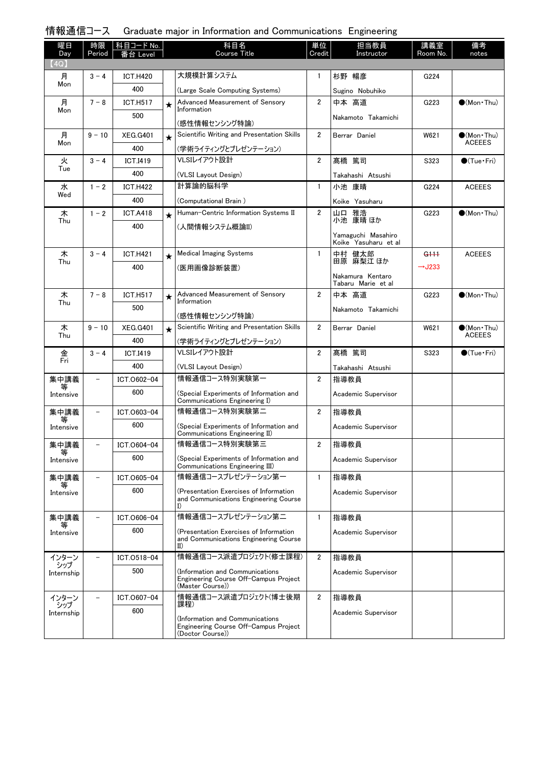## 情報通信コース　Graduate major in Information and Communications Engineering

| 曜日 Day | 時限 Period | 科目コード No. 番台 Level | | 科目名 Course Title | 単位 Credit | 担当教員 Instructor | 講義室 Room No. | 備考 notes |
|---|---|---|---|---|---|---|---|---|
| 【4Q】 | | | | | | | | |
| 月 Mon | 3 － 4 | ICT.H420 400 | | 大規模計算システム (Large Scale Computing Systems) | 1 | 杉野 暢彦 Sugino Nobuhiko | G224 | |
| 月 Mon | 7 － 8 | ICT.H517 500 | ★ | Advanced Measurement of Sensory Information (感性情報センシング特論) | 2 | 中本 高道 Nakamoto Takamichi | G223 | ●(Mon・Thu) |
| 月 Mon | 9 － 10 | XEG.G401 400 | ★ | Scientific Writing and Presentation Skills (学術ライティングとプレゼンテーション) | 2 | Berrar Daniel | W621 | ●(Mon・Thu) ACEEES |
| 火 Tue | 3 － 4 | ICT.I419 400 | | VLSIレイアウト設計 (VLSI Layout Design) | 2 | 髙橋 篤司 Takahashi Atsushi | S323 | ●(Tue・Fri) |
| 水 Wed | 1 － 2 | ICT.H422 400 | | 計算論的脳科学 (Computational Brain ) | 1 | 小池 康晴 Koike Yasuharu | G224 | ACEEES |
| 木 Thu | 1 － 2 | ICT.A418 400 | ★ | Human-Centric Information Systems II (人間情報システム概論II) | 2 | 山口 雅浩 小池 康晴 ほか Yamaguchi Masahiro Koike Yasuharu et al | G223 | ●(Mon・Thu) |
| 木 Thu | 3 － 4 | ICT.H421 400 | ★ | Medical Imaging Systems (医用画像診断装置) | 1 | 中村 健太郎 田原 麻梨江 ほか Nakamura Kentaro Tabaru Marie et al | ~~G111~~ →J233 | ACEEES |
| 木 Thu | 7 － 8 | ICT.H517 500 | ★ | Advanced Measurement of Sensory Information (感性情報センシング特論) | 2 | 中本 高道 Nakamoto Takamichi | G223 | ●(Mon・Thu) |
| 木 Thu | 9 － 10 | XEG.G401 400 | ★ | Scientific Writing and Presentation Skills (学術ライティングとプレゼンテーション) | 2 | Berrar Daniel | W621 | ●(Mon・Thu) ACEEES |
| 金 Fri | 3 － 4 | ICT.I419 400 | | VLSIレイアウト設計 (VLSI Layout Design) | 2 | 髙橋 篤司 Takahashi Atsushi | S323 | ●(Tue・Fri) |
| 集中講義等 Intensive | － | ICT.O602-04 600 | | 情報通信コース特別実験第一 (Special Experiments of Information and Communications Engineering I) | 2 | 指導教員 Academic Supervisor | | |
| 集中講義等 Intensive | － | ICT.O603-04 600 | | 情報通信コース特別実験第二 (Special Experiments of Information and Communications Engineering II) | 2 | 指導教員 Academic Supervisor | | |
| 集中講義等 Intensive | － | ICT.O604-04 600 | | 情報通信コース特別実験第三 (Special Experiments of Information and Communications Engineering III) | 2 | 指導教員 Academic Supervisor | | |
| 集中講義等 Intensive | － | ICT.O605-04 600 | | 情報通信コースプレゼンテーション第一 (Presentation Exercises of Information and Communications Engineering Course I) | 1 | 指導教員 Academic Supervisor | | |
| 集中講義等 Intensive | － | ICT.O606-04 600 | | 情報通信コースプレゼンテーション第二 (Presentation Exercises of Information and Communications Engineering Course II) | 1 | 指導教員 Academic Supervisor | | |
| インターンシップ Internship | － | ICT.O518-04 500 | | 情報通信コース派遣プロジェクト(修士課程) (Information and Communications Engineering Course Off-Campus Project (Master Course)) | 2 | 指導教員 Academic Supervisor | | |
| インターンシップ Internship | － | ICT.O607-04 600 | | 情報通信コース派遣プロジェクト(博士後期課程) (Information and Communications Engineering Course Off-Campus Project (Doctor Course)) | 2 | 指導教員 Academic Supervisor | | |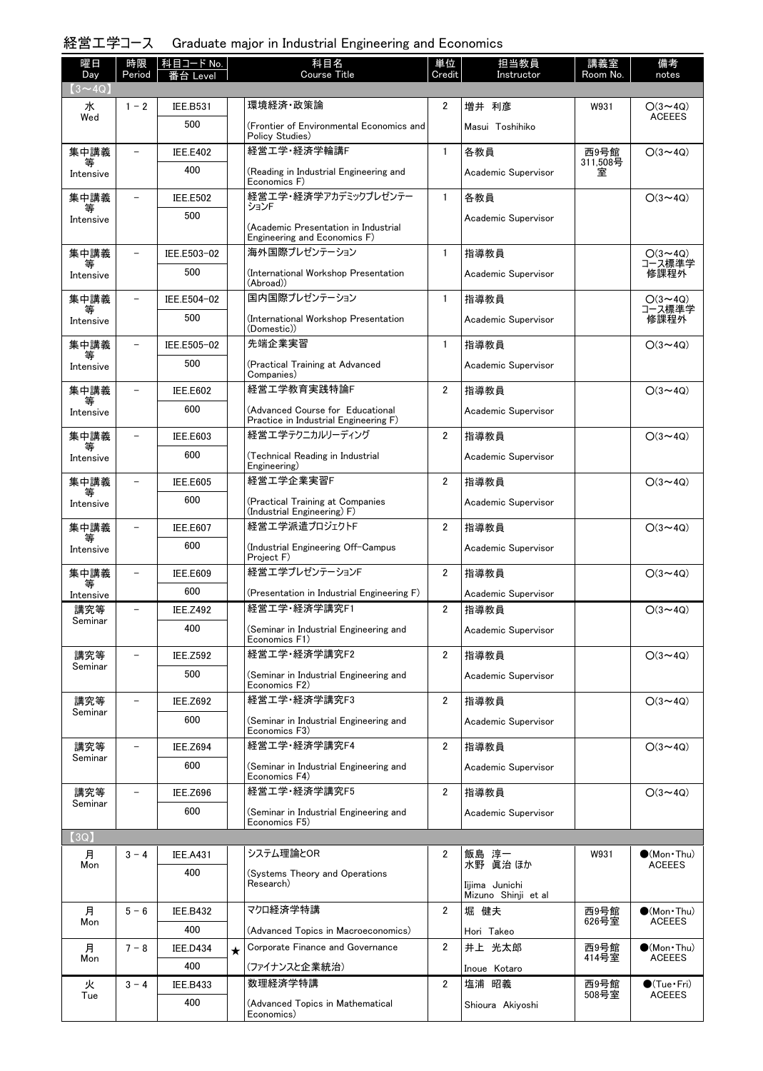## 経営工学コース　Graduate major in Industrial Engineering and Economics

| 曜日 Day | 時限 Period | 科目コード No. 番台 Level | | 科目名 Course Title | 単位 Credit | 担当教員 Instructor | 講義室 Room No. | 備考 notes |
|---|---|---|---|---|---|---|---|---|
| 【3～4Q】 | | | | | | | | |
| 水 Wed | 1 - 2 | IEE.B531 500 | | 環境経済・政策論 (Frontier of Environmental Economics and Policy Studies) | 2 | 増井 利彦 Masui Toshihiko | W931 | ○(3～4Q) ACEEES |
| 集中講義等 Intensive | － | IEE.E402 400 | | 経営工学・経済学輪講F (Reading in Industrial Engineering and Economics F) | 1 | 各教員 Academic Supervisor | 西9号館311,508号室 | ○(3～4Q) |
| 集中講義等 Intensive | － | IEE.E502 500 | | 経営工学・経済学アカデミックプレゼンテーションF (Academic Presentation in Industrial Engineering and Economics F) | 1 | 各教員 Academic Supervisor | | ○(3～4Q) |
| 集中講義等 Intensive | － | IEE.E503-02 500 | | 海外国際プレゼンテーション (International Workshop Presentation (Abroad)) | 1 | 指導教員 Academic Supervisor | | ○(3～4Q) コース標準学修課程外 |
| 集中講義等 Intensive | － | IEE.E504-02 500 | | 国内国際プレゼンテーション (International Workshop Presentation (Domestic)) | 1 | 指導教員 Academic Supervisor | | ○(3～4Q) コース標準学修課程外 |
| 集中講義等 Intensive | － | IEE.E505-02 500 | | 先端企業実習 (Practical Training at Advanced Companies) | 1 | 指導教員 Academic Supervisor | | ○(3～4Q) |
| 集中講義等 Intensive | － | IEE.E602 600 | | 経営工学教育実践特論F (Advanced Course for Educational Practice in Industrial Engineering F) | 2 | 指導教員 Academic Supervisor | | ○(3～4Q) |
| 集中講義等 Intensive | － | IEE.E603 600 | | 経営工学テクニカルリーディング (Technical Reading in Industrial Engineering) | 2 | 指導教員 Academic Supervisor | | ○(3～4Q) |
| 集中講義等 Intensive | － | IEE.E605 600 | | 経営工学企業実習F (Practical Training at Companies (Industrial Engineering) F) | 2 | 指導教員 Academic Supervisor | | ○(3～4Q) |
| 集中講義等 Intensive | － | IEE.E607 600 | | 経営工学派遣プロジェクトF (Industrial Engineering Off-Campus Project F) | 2 | 指導教員 Academic Supervisor | | ○(3～4Q) |
| 集中講義等 Intensive | － | IEE.E609 600 | | 経営工学プレゼンテーションF (Presentation in Industrial Engineering F) | 2 | 指導教員 Academic Supervisor | | ○(3～4Q) |
| 講究等 Seminar | － | IEE.Z492 400 | | 経営工学・経済学講究F1 (Seminar in Industrial Engineering and Economics F1) | 2 | 指導教員 Academic Supervisor | | ○(3～4Q) |
| 講究等 Seminar | － | IEE.Z592 500 | | 経営工学・経済学講究F2 (Seminar in Industrial Engineering and Economics F2) | 2 | 指導教員 Academic Supervisor | | ○(3～4Q) |
| 講究等 Seminar | － | IEE.Z692 600 | | 経営工学・経済学講究F3 (Seminar in Industrial Engineering and Economics F3) | 2 | 指導教員 Academic Supervisor | | ○(3～4Q) |
| 講究等 Seminar | － | IEE.Z694 600 | | 経営工学・経済学講究F4 (Seminar in Industrial Engineering and Economics F4) | 2 | 指導教員 Academic Supervisor | | ○(3～4Q) |
| 講究等 Seminar | － | IEE.Z696 600 | | 経営工学・経済学講究F5 (Seminar in Industrial Engineering and Economics F5) | 2 | 指導教員 Academic Supervisor | | ○(3～4Q) |
| 【3Q】 | | | | | | | | |
| 月 Mon | 3 - 4 | IEE.A431 400 | | システム理論とOR (Systems Theory and Operations Research) | 2 | 飯島 淳一 水野 眞治 ほか Iijima Junichi Mizuno Shinji et al | W931 | ●(Mon・Thu) ACEEES |
| 月 Mon | 5 - 6 | IEE.B432 400 | | マクロ経済学特講 (Advanced Topics in Macroeconomics) | 2 | 堀 健夫 Hori Takeo | 西9号館626号室 | ●(Mon・Thu) ACEEES |
| 月 Mon | 7 - 8 | IEE.D434 400 | ★ | Corporate Finance and Governance (ファイナンスと企業統治) | 2 | 井上 光太郎 Inoue Kotaro | 西9号館414号室 | ●(Mon・Thu) ACEEES |
| 火 Tue | 3 - 4 | IEE.B433 400 | | 数理経済学特講 (Advanced Topics in Mathematical Economics) | 2 | 塩浦 昭義 Shioura Akiyoshi | 西9号館508号室 | ●(Tue・Fri) ACEEES |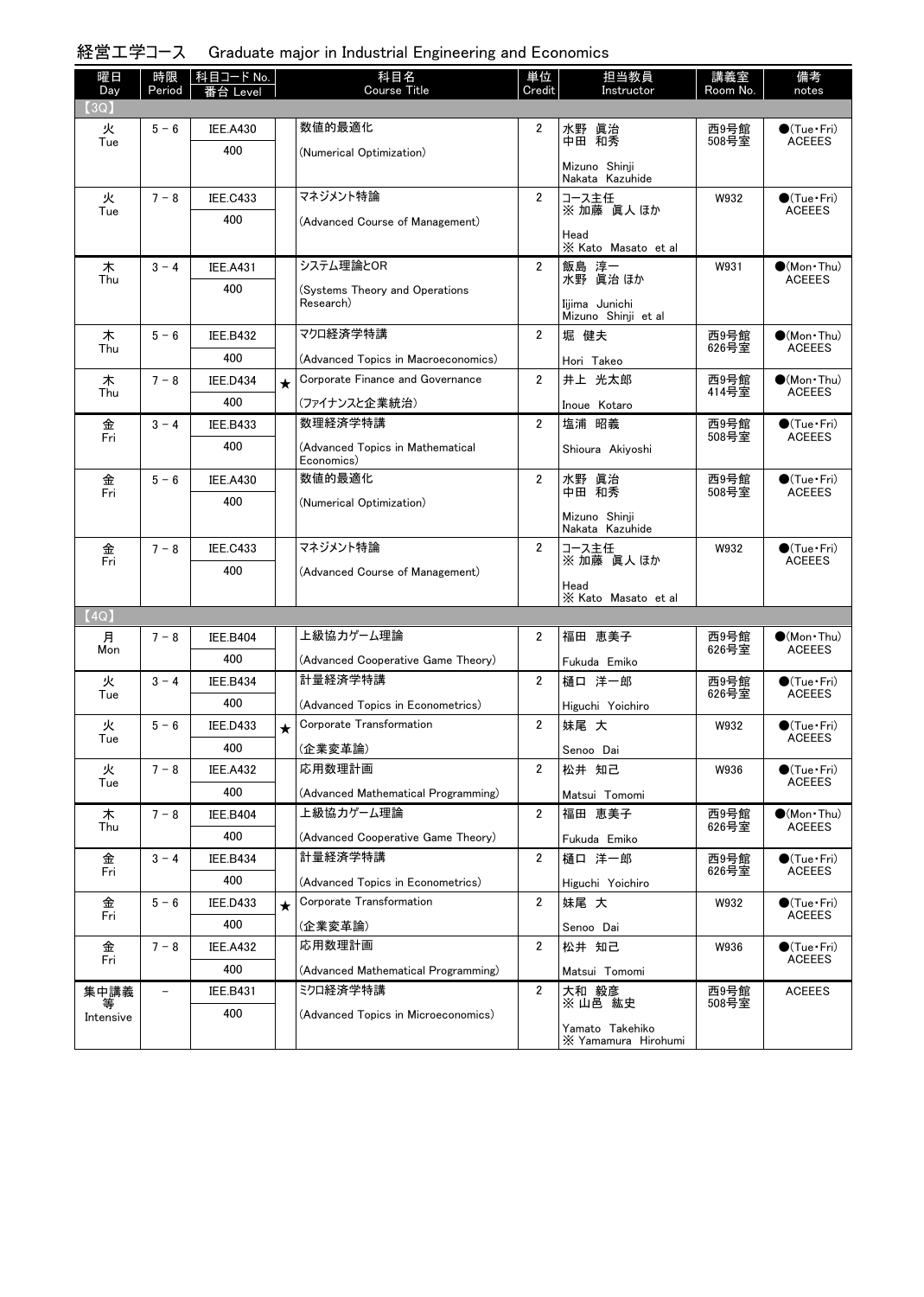## 経営工学コース　Graduate major in Industrial Engineering and Economics

| 曜日 Day | 時限 Period | 科目コード No. 番台 Level | | 科目名 Course Title | 単位 Credit | 担当教員 Instructor | 講義室 Room No. | 備考 notes |
|---|---|---|---|---|---|---|---|---|
| 【3Q】 | | | | | | | | |
| 火 Tue | 5 - 6 | IEE.A430 400 | | 数値的最適化 (Numerical Optimization) | 2 | 水野 眞治 中田 和秀 Mizuno Shinji Nakata Kazuhide | 西9号館 508号室 | ●(Tue・Fri) ACEEES |
| 火 Tue | 7 - 8 | IEE.C433 400 | | マネジメント特論 (Advanced Course of Management) | 2 | コース主任 ※ 加藤 眞人 ほか Head ※ Kato Masato et al | W932 | ●(Tue・Fri) ACEEES |
| 木 Thu | 3 - 4 | IEE.A431 400 | | システム理論とOR (Systems Theory and Operations Research) | 2 | 飯島 淳一 水野 眞治 ほか Iijima Junichi Mizuno Shinji et al | W931 | ●(Mon・Thu) ACEEES |
| 木 Thu | 5 - 6 | IEE.B432 400 | | マクロ経済学特講 (Advanced Topics in Macroeconomics) | 2 | 堀 健夫 Hori Takeo | 西9号館 626号室 | ●(Mon・Thu) ACEEES |
| 木 Thu | 7 - 8 | IEE.D434 400 | ★ | Corporate Finance and Governance (ファイナンスと企業統治) | 2 | 井上 光太郎 Inoue Kotaro | 西9号館 414号室 | ●(Mon・Thu) ACEEES |
| 金 Fri | 3 - 4 | IEE.B433 400 | | 数理経済学特講 (Advanced Topics in Mathematical Economics) | 2 | 塩浦 昭義 Shioura Akiyoshi | 西9号館 508号室 | ●(Tue・Fri) ACEEES |
| 金 Fri | 5 - 6 | IEE.A430 400 | | 数値的最適化 (Numerical Optimization) | 2 | 水野 眞治 中田 和秀 Mizuno Shinji Nakata Kazuhide | 西9号館 508号室 | ●(Tue・Fri) ACEEES |
| 金 Fri | 7 - 8 | IEE.C433 400 | | マネジメント特論 (Advanced Course of Management) | 2 | コース主任 ※ 加藤 眞人 ほか Head ※ Kato Masato et al | W932 | ●(Tue・Fri) ACEEES |
| 【4Q】 | | | | | | | | |
| 月 Mon | 7 - 8 | IEE.B404 400 | | 上級協力ゲーム理論 (Advanced Cooperative Game Theory) | 2 | 福田 恵美子 Fukuda Emiko | 西9号館 626号室 | ●(Mon・Thu) ACEEES |
| 火 Tue | 3 - 4 | IEE.B434 400 | | 計量経済学特講 (Advanced Topics in Econometrics) | 2 | 樋口 洋一郎 Higuchi Yoichiro | 西9号館 626号室 | ●(Tue・Fri) ACEEES |
| 火 Tue | 5 - 6 | IEE.D433 400 | ★ | Corporate Transformation (企業変革論) | 2 | 妹尾 大 Senoo Dai | W932 | ●(Tue・Fri) ACEEES |
| 火 Tue | 7 - 8 | IEE.A432 400 | | 応用数理計画 (Advanced Mathematical Programming) | 2 | 松井 知己 Matsui Tomomi | W936 | ●(Tue・Fri) ACEEES |
| 木 Thu | 7 - 8 | IEE.B404 400 | | 上級協力ゲーム理論 (Advanced Cooperative Game Theory) | 2 | 福田 恵美子 Fukuda Emiko | 西9号館 626号室 | ●(Mon・Thu) ACEEES |
| 金 Fri | 3 - 4 | IEE.B434 400 | | 計量経済学特講 (Advanced Topics in Econometrics) | 2 | 樋口 洋一郎 Higuchi Yoichiro | 西9号館 626号室 | ●(Tue・Fri) ACEEES |
| 金 Fri | 5 - 6 | IEE.D433 400 | ★ | Corporate Transformation (企業変革論) | 2 | 妹尾 大 Senoo Dai | W932 | ●(Tue・Fri) ACEEES |
| 金 Fri | 7 - 8 | IEE.A432 400 | | 応用数理計画 (Advanced Mathematical Programming) | 2 | 松井 知己 Matsui Tomomi | W936 | ●(Tue・Fri) ACEEES |
| 集中講義等 Intensive | − | IEE.B431 400 | | ミクロ経済学特講 (Advanced Topics in Microeconomics) | 2 | 大和 毅彦 ※ 山邑 紘史 Yamato Takehiko ※ Yamamura Hirohumi | 西9号館 508号室 | ACEEES |